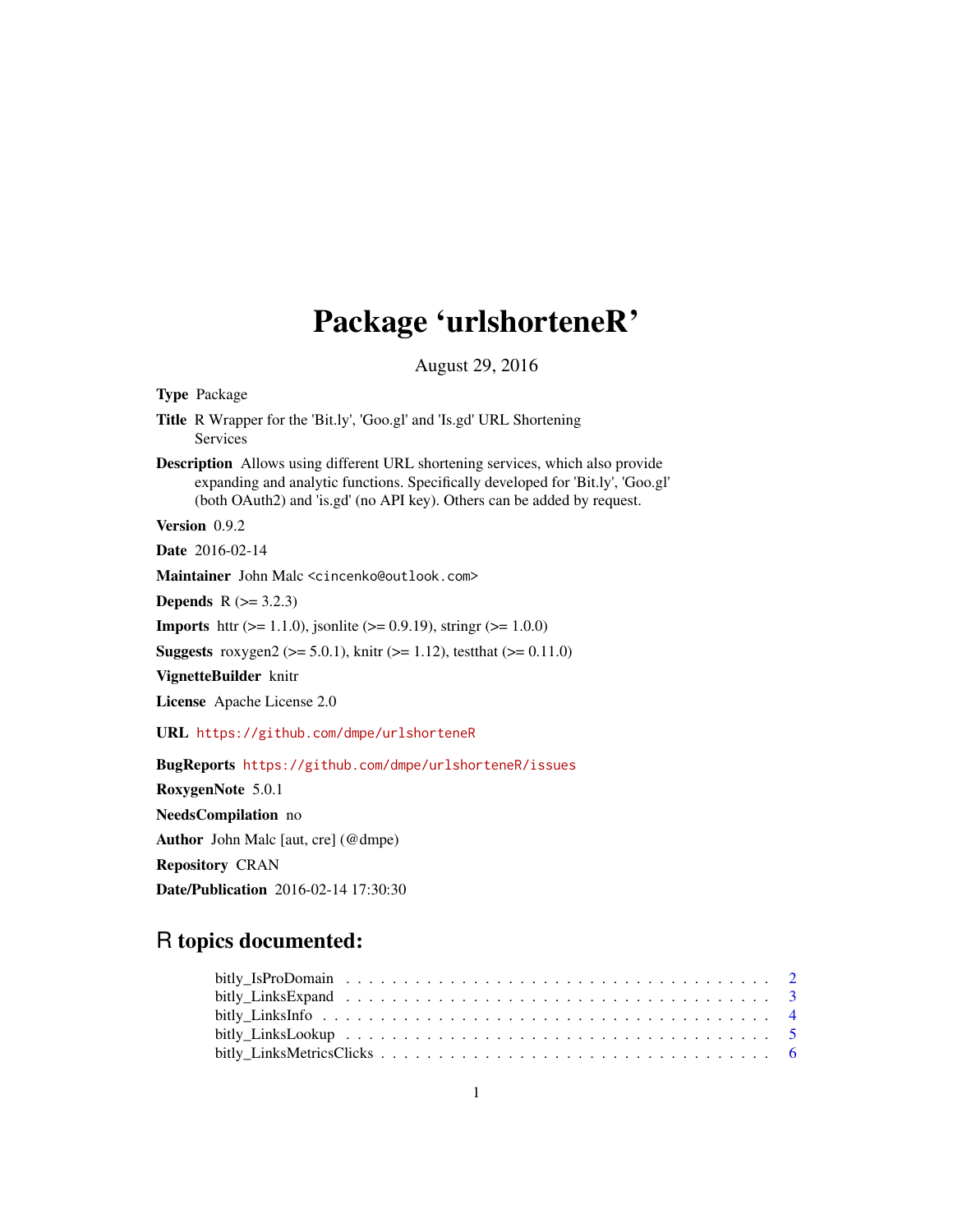# Package 'urlshorteneR'

August 29, 2016

**Type** Package

**Title** R Wrapper for the 'Bit.ly', 'Goo.gl' and 'Is.gd' URL Shortening Services

**Description** Allows using different URL shortening services, which also provide expanding and analytic functions. Specifically developed for 'Bit.ly', 'Goo.gl' (both OAuth2) and 'is.gd' (no API key). Others can be added by request.

**Version** 0.9.2

**Date** 2016-02-14

**Maintainer** John Malc <cincenko@outlook.com>

**Depends** R (>= 3.2.3)

**Imports** httr (>= 1.1.0), jsonlite (>= 0.9.19), stringr (>= 1.0.0)

**Suggests** roxygen2 (>= 5.0.1), knitr (>= 1.12), testthat (>= 0.11.0)

**VignetteBuilder** knitr

**License** Apache License 2.0

**URL** https://github.com/dmpe/urlshorteneR

**BugReports** https://github.com/dmpe/urlshorteneR/issues

**RoxygenNote** 5.0.1

**NeedsCompilation** no

**Author** John Malc [aut, cre] (@dmpe)

**Repository** CRAN

**Date/Publication** 2016-02-14 17:30:30

## R topics documented:

- bitly_IsProDomain . . . . . . . . . . . . . . . . . . . . . . . . . . . . . . . . . . 2
- bitly_LinksExpand . . . . . . . . . . . . . . . . . . . . . . . . . . . . . . . . . . 3
- bitly_LinksInfo . . . . . . . . . . . . . . . . . . . . . . . . . . . . . . . . . . . . 4
- bitly_LinksLookup . . . . . . . . . . . . . . . . . . . . . . . . . . . . . . . . . . 5
- bitly_LinksMetricsClicks . . . . . . . . . . . . . . . . . . . . . . . . . . . . . . 6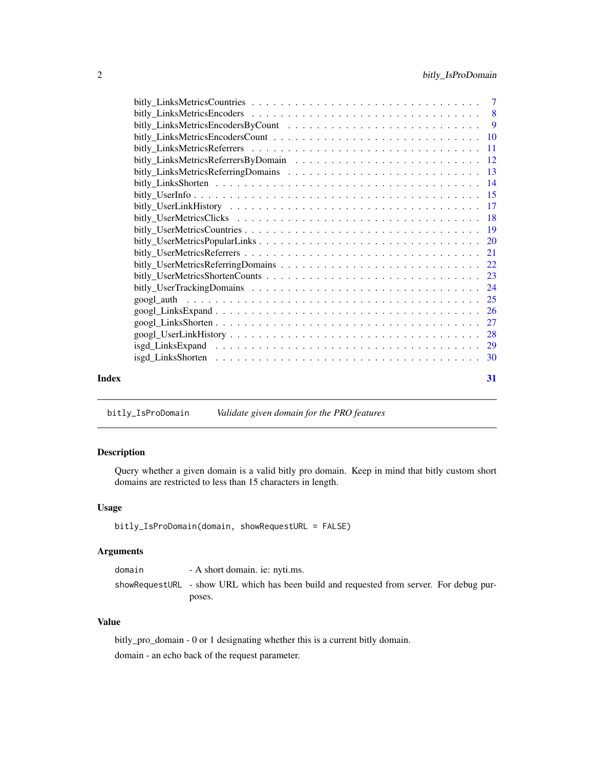bitly_LinksMetricsCountries . . . . . . . . . . . . . . . . . . . . . . . . . . . . . . 7
bitly_LinksMetricsEncoders . . . . . . . . . . . . . . . . . . . . . . . . . . . . . . 8
bitly_LinksMetricsEncodersByCount . . . . . . . . . . . . . . . . . . . . . . . . . . 9
bitly_LinksMetricsEncodersCount . . . . . . . . . . . . . . . . . . . . . . . . . . . 10
bitly_LinksMetricsReferrers . . . . . . . . . . . . . . . . . . . . . . . . . . . . . . 11
bitly_LinksMetricsReferrersByDomain . . . . . . . . . . . . . . . . . . . . . . . . . 12
bitly_LinksMetricsReferringDomains . . . . . . . . . . . . . . . . . . . . . . . . . . 13
bitly_LinksShorten . . . . . . . . . . . . . . . . . . . . . . . . . . . . . . . . . . 14
bitly_UserInfo . . . . . . . . . . . . . . . . . . . . . . . . . . . . . . . . . . . . 15
bitly_UserLinkHistory . . . . . . . . . . . . . . . . . . . . . . . . . . . . . . . . 17
bitly_UserMetricsClicks . . . . . . . . . . . . . . . . . . . . . . . . . . . . . . . . 18
bitly_UserMetricsCountries . . . . . . . . . . . . . . . . . . . . . . . . . . . . . . 19
bitly_UserMetricsPopularLinks . . . . . . . . . . . . . . . . . . . . . . . . . . . . 20
bitly_UserMetricsReferrers . . . . . . . . . . . . . . . . . . . . . . . . . . . . . . 21
bitly_UserMetricsReferringDomains . . . . . . . . . . . . . . . . . . . . . . . . . . 22
bitly_UserMetricsShortenCounts . . . . . . . . . . . . . . . . . . . . . . . . . . . . 23
bitly_UserTrackingDomains . . . . . . . . . . . . . . . . . . . . . . . . . . . . . . 24
googl_auth . . . . . . . . . . . . . . . . . . . . . . . . . . . . . . . . . . . . . . 25
googl_LinksExpand . . . . . . . . . . . . . . . . . . . . . . . . . . . . . . . . . . 26
googl_LinksShorten . . . . . . . . . . . . . . . . . . . . . . . . . . . . . . . . . . 27
googl_UserLinkHistory . . . . . . . . . . . . . . . . . . . . . . . . . . . . . . . . 28
isgd_LinksExpand . . . . . . . . . . . . . . . . . . . . . . . . . . . . . . . . . . . 29
isgd_LinksShorten . . . . . . . . . . . . . . . . . . . . . . . . . . . . . . . . . . . 30

**Index** **31**

---

`bitly_IsProDomain` *Validate given domain for the PRO features*

---

### Description

Query whether a given domain is a valid bitly pro domain. Keep in mind that bitly custom short domains are restricted to less than 15 characters in length.

### Usage

```
bitly_IsProDomain(domain, showRequestURL = FALSE)
```

### Arguments

| | |
|---|---|
| `domain` | - A short domain. ie: nyti.ms. |
| `showRequestURL` | - show URL which has been build and requested from server. For debug purposes. |

### Value

bitly_pro_domain - 0 or 1 designating whether this is a current bitly domain.

domain - an echo back of the request parameter.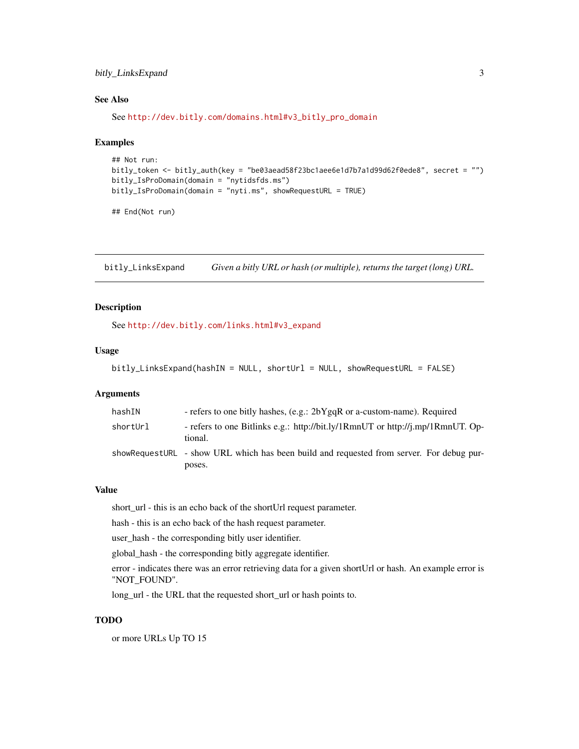### See Also

See http://dev.bitly.com/domains.html#v3_bitly_pro_domain

### Examples

```
## Not run:
bitly_token <- bitly_auth(key = "be03aead58f23bc1aee6e1d7b7a1d99d62f0ede8", secret = "")
bitly_IsProDomain(domain = "nytidsfds.ms")
bitly_IsProDomain(domain = "nyti.ms", showRequestURL = TRUE)

## End(Not run)
```

---

## bitly_LinksExpand — *Given a bitly URL or hash (or multiple), returns the target (long) URL.*

---

### Description

See http://dev.bitly.com/links.html#v3_expand

### Usage

```
bitly_LinksExpand(hashIN = NULL, shortUrl = NULL, showRequestURL = FALSE)
```

### Arguments

| | |
|---|---|
| `hashIN` | - refers to one bitly hashes, (e.g.: 2bYgqR or a-custom-name). Required |
| `shortUrl` | - refers to one Bitlinks e.g.: http://bit.ly/1RmnUT or http://j.mp/1RmnUT. Optional. |
| `showRequestURL` | - show URL which has been build and requested from server. For debug purposes. |

### Value

short_url - this is an echo back of the shortUrl request parameter.

hash - this is an echo back of the hash request parameter.

user_hash - the corresponding bitly user identifier.

global_hash - the corresponding bitly aggregate identifier.

error - indicates there was an error retrieving data for a given shortUrl or hash. An example error is "NOT_FOUND".

long_url - the URL that the requested short_url or hash points to.

### TODO

or more URLs Up TO 15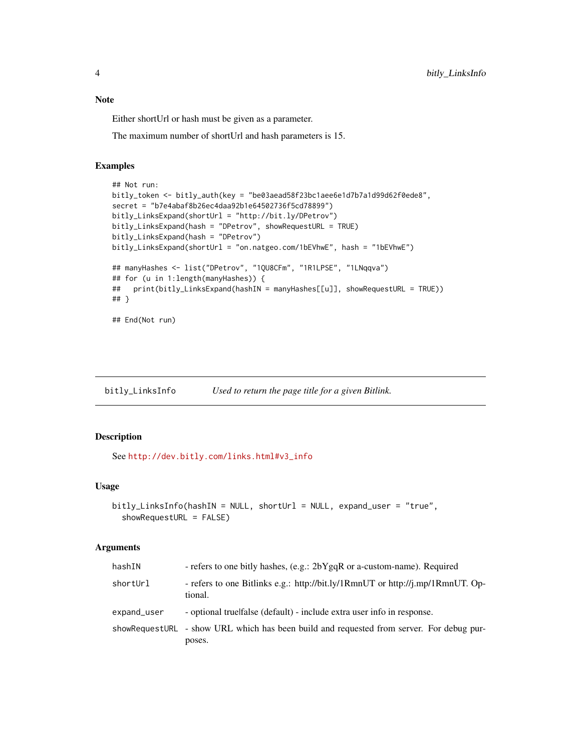### Note

Either shortUrl or hash must be given as a parameter.

The maximum number of shortUrl and hash parameters is 15.

### Examples

```
## Not run:
bitly_token <- bitly_auth(key = "be03aead58f23bc1aee6e1d7b7a1d99d62f0ede8",
secret = "b7e4abaf8b26ec4daa92b1e64502736f5cd78899")
bitly_LinksExpand(shortUrl = "http://bit.ly/DPetrov")
bitly_LinksExpand(hash = "DPetrov", showRequestURL = TRUE)
bitly_LinksExpand(hash = "DPetrov")
bitly_LinksExpand(shortUrl = "on.natgeo.com/1bEVhwE", hash = "1bEVhwE")

## manyHashes <- list("DPetrov", "1QU8CFm", "1R1LPSE", "1LNqqva")
## for (u in 1:length(manyHashes)) {
##   print(bitly_LinksExpand(hashIN = manyHashes[[u]], showRequestURL = TRUE))
## }

## End(Not run)
```

---

## bitly_LinksInfo — *Used to return the page title for a given Bitlink.*

---

### Description

See http://dev.bitly.com/links.html#v3_info

### Usage

```
bitly_LinksInfo(hashIN = NULL, shortUrl = NULL, expand_user = "true",
  showRequestURL = FALSE)
```

### Arguments

| | |
|---|---|
| hashIN | - refers to one bitly hashes, (e.g.: 2bYgqR or a-custom-name). Required |
| shortUrl | - refers to one Bitlinks e.g.: http://bit.ly/1RmnUT or http://j.mp/1RmnUT. Optional. |
| expand_user | - optional true\|false (default) - include extra user info in response. |
| showRequestURL | - show URL which has been build and requested from server. For debug purposes. |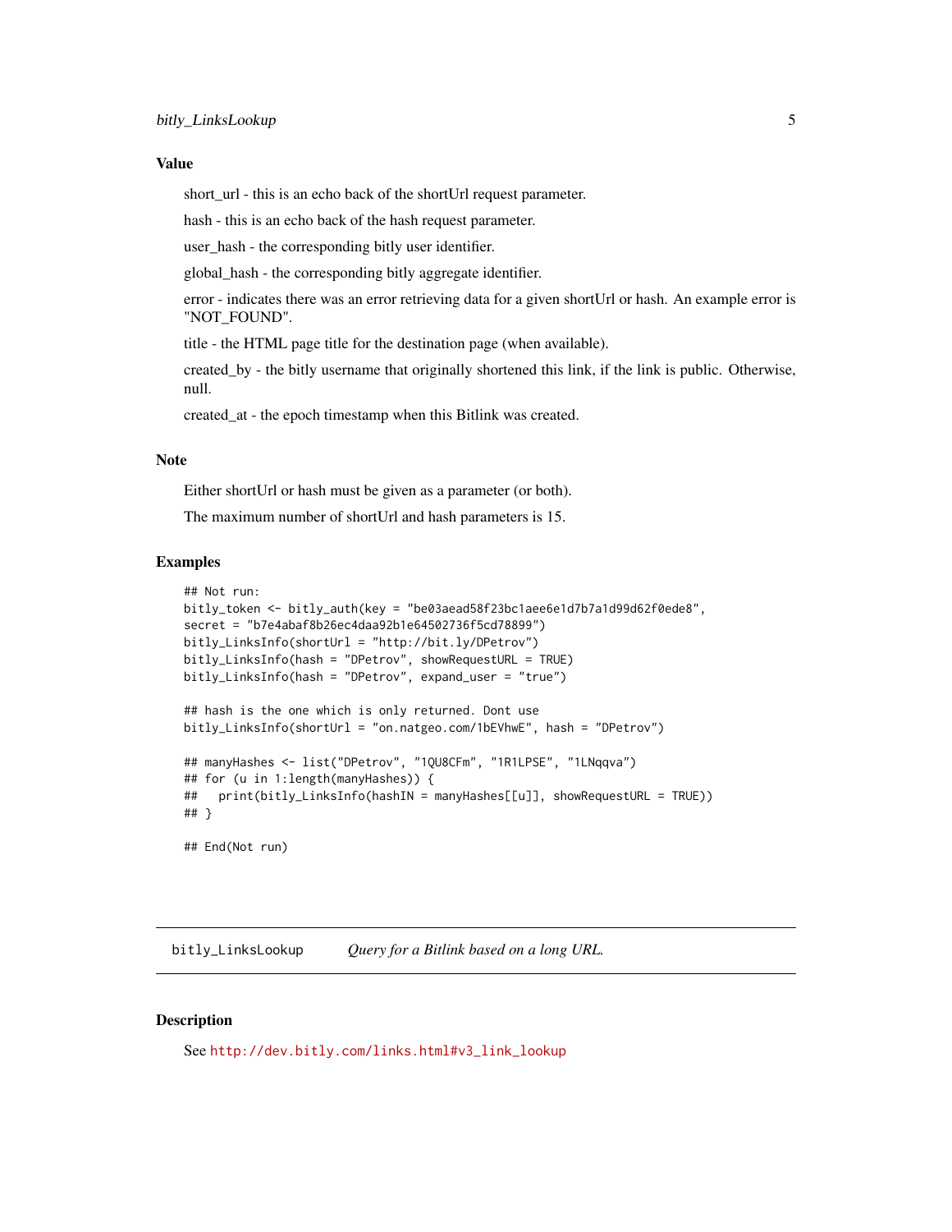### Value

short_url - this is an echo back of the shortUrl request parameter.

hash - this is an echo back of the hash request parameter.

user_hash - the corresponding bitly user identifier.

global_hash - the corresponding bitly aggregate identifier.

error - indicates there was an error retrieving data for a given shortUrl or hash. An example error is "NOT_FOUND".

title - the HTML page title for the destination page (when available).

created_by - the bitly username that originally shortened this link, if the link is public. Otherwise, null.

created_at - the epoch timestamp when this Bitlink was created.

### Note

Either shortUrl or hash must be given as a parameter (or both).

The maximum number of shortUrl and hash parameters is 15.

### Examples

```
## Not run:
bitly_token <- bitly_auth(key = "be03aead58f23bc1aee6e1d7b7a1d99d62f0ede8",
secret = "b7e4abaf8b26ec4daa92b1e64502736f5cd78899")
bitly_LinksInfo(shortUrl = "http://bit.ly/DPetrov")
bitly_LinksInfo(hash = "DPetrov", showRequestURL = TRUE)
bitly_LinksInfo(hash = "DPetrov", expand_user = "true")

## hash is the one which is only returned. Dont use
bitly_LinksInfo(shortUrl = "on.natgeo.com/1bEVhwE", hash = "DPetrov")

## manyHashes <- list("DPetrov", "1QU8CFm", "1R1LPSE", "1LNqqva")
## for (u in 1:length(manyHashes)) {
##   print(bitly_LinksInfo(hashIN = manyHashes[[u]], showRequestURL = TRUE))
## }

## End(Not run)
```

---

## bitly_LinksLookup    *Query for a Bitlink based on a long URL.*

---

### Description

See http://dev.bitly.com/links.html#v3_link_lookup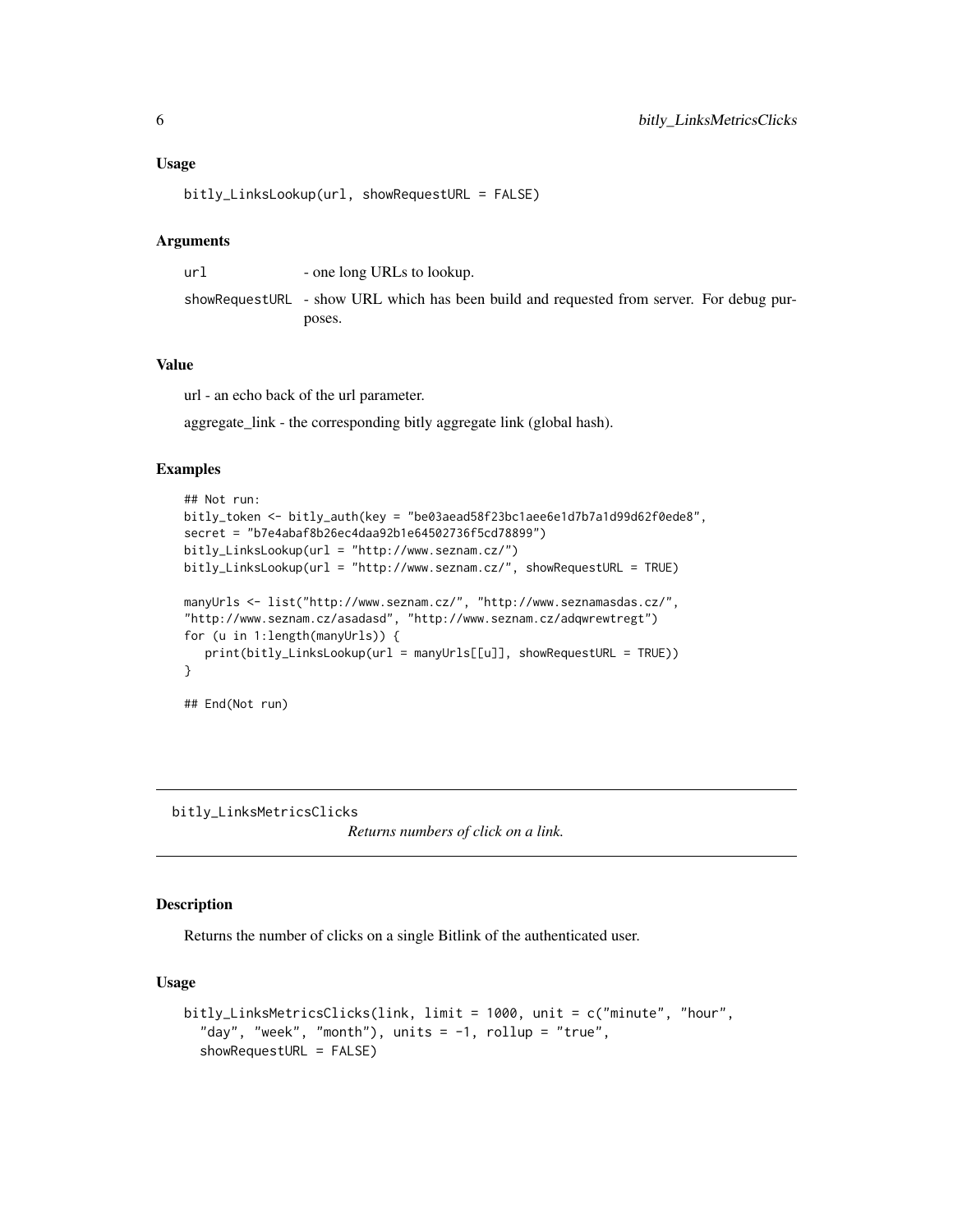### Usage

```
bitly_LinksLookup(url, showRequestURL = FALSE)
```

### Arguments

| | |
|---|---|
| url | - one long URLs to lookup. |
| showRequestURL | - show URL which has been build and requested from server. For debug purposes. |

### Value

url - an echo back of the url parameter.

aggregate_link - the corresponding bitly aggregate link (global hash).

### Examples

```
## Not run:
bitly_token <- bitly_auth(key = "be03aead58f23bc1aee6e1d7b7a1d99d62f0ede8",
secret = "b7e4abaf8b26ec4daa92b1e64502736f5cd78899")
bitly_LinksLookup(url = "http://www.seznam.cz/")
bitly_LinksLookup(url = "http://www.seznam.cz/", showRequestURL = TRUE)

manyUrls <- list("http://www.seznam.cz/", "http://www.seznamasdas.cz/",
"http://www.seznam.cz/asadasd", "http://www.seznam.cz/adqwrewtregt")
for (u in 1:length(manyUrls)) {
   print(bitly_LinksLookup(url = manyUrls[[u]], showRequestURL = TRUE))
}

## End(Not run)
```

---

## bitly_LinksMetricsClicks

*Returns numbers of click on a link.*

---

### Description

Returns the number of clicks on a single Bitlink of the authenticated user.

### Usage

```
bitly_LinksMetricsClicks(link, limit = 1000, unit = c("minute", "hour",
  "day", "week", "month"), units = -1, rollup = "true",
  showRequestURL = FALSE)
```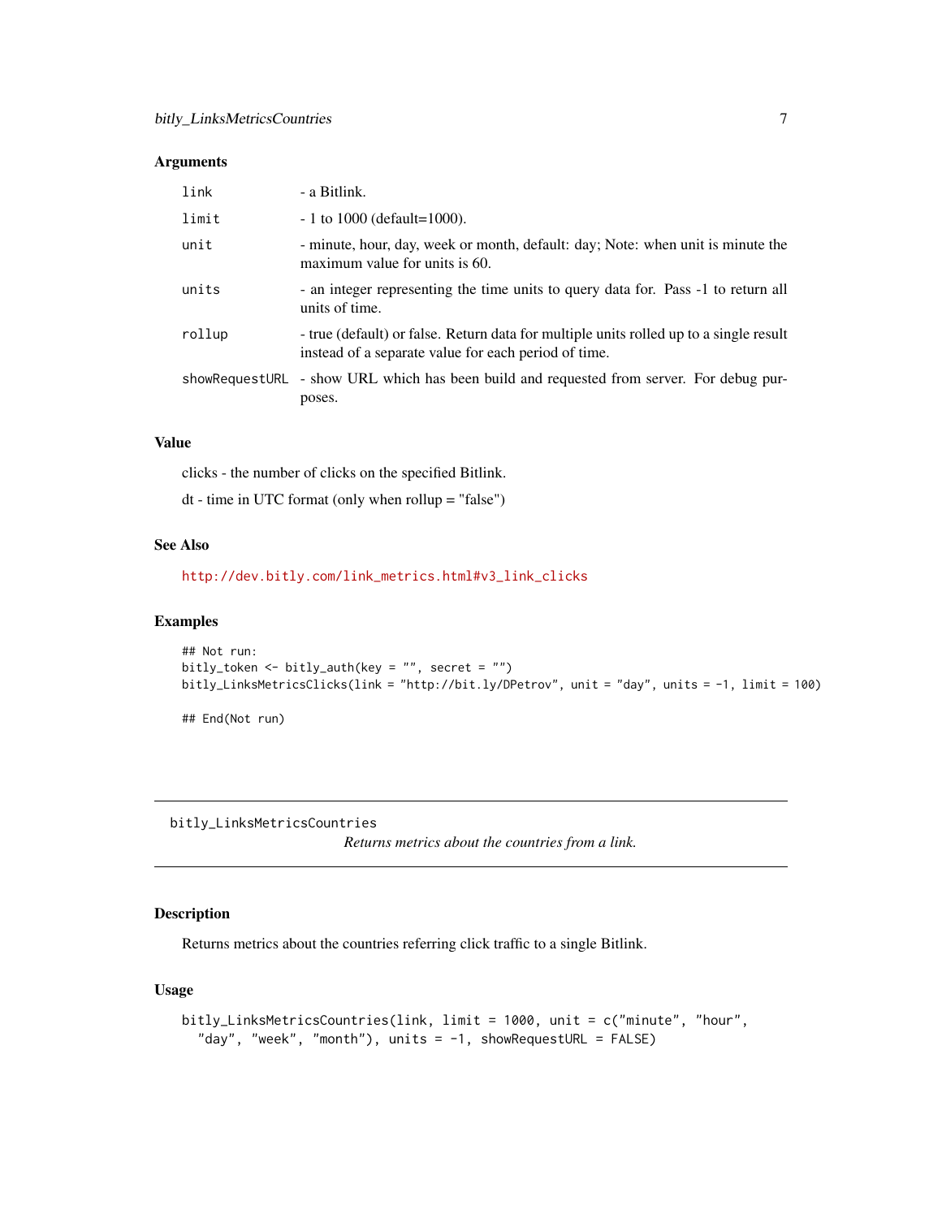### Arguments

| | |
|---|---|
| link | - a Bitlink. |
| limit | - 1 to 1000 (default=1000). |
| unit | - minute, hour, day, week or month, default: day; Note: when unit is minute the maximum value for units is 60. |
| units | - an integer representing the time units to query data for. Pass -1 to return all units of time. |
| rollup | - true (default) or false. Return data for multiple units rolled up to a single result instead of a separate value for each period of time. |
| showRequestURL | - show URL which has been build and requested from server. For debug purposes. |

### Value

clicks - the number of clicks on the specified Bitlink.

dt - time in UTC format (only when rollup = "false")

### See Also

http://dev.bitly.com/link_metrics.html#v3_link_clicks

### Examples

```
## Not run:
bitly_token <- bitly_auth(key = "", secret = "")
bitly_LinksMetricsClicks(link = "http://bit.ly/DPetrov", unit = "day", units = -1, limit = 100)

## End(Not run)
```

---

## bitly_LinksMetricsCountries

*Returns metrics about the countries from a link.*

---

### Description

Returns metrics about the countries referring click traffic to a single Bitlink.

### Usage

```
bitly_LinksMetricsCountries(link, limit = 1000, unit = c("minute", "hour",
  "day", "week", "month"), units = -1, showRequestURL = FALSE)
```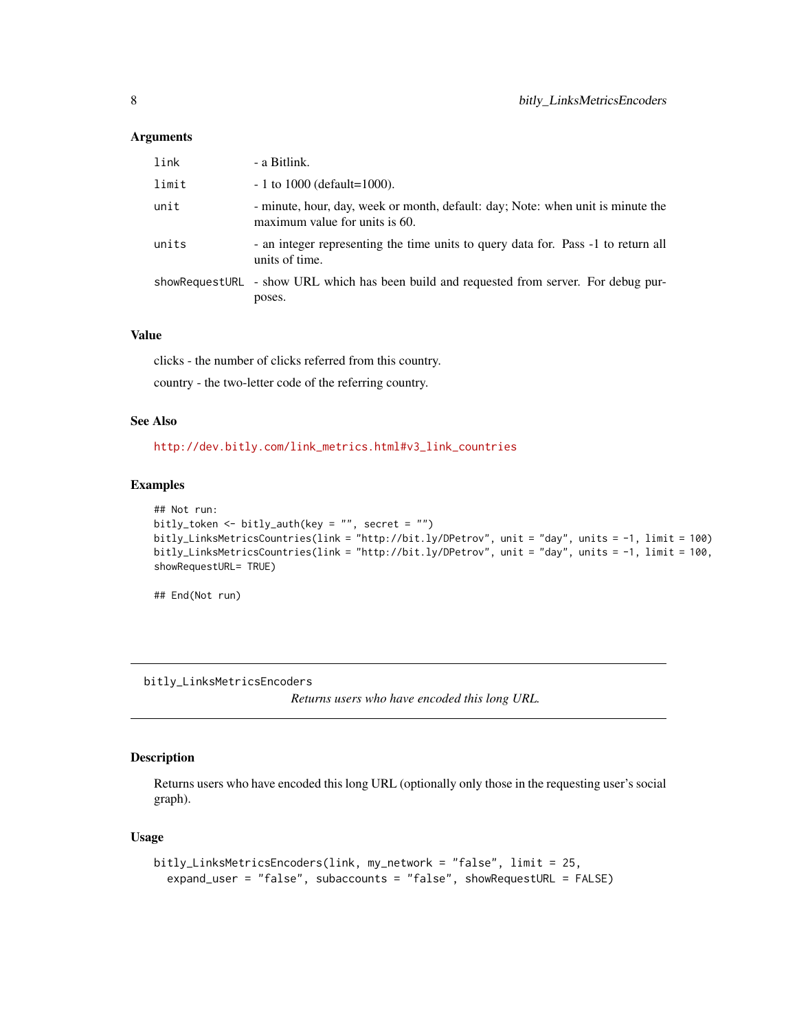### Arguments

| | |
|---|---|
| link | - a Bitlink. |
| limit | - 1 to 1000 (default=1000). |
| unit | - minute, hour, day, week or month, default: day; Note: when unit is minute the maximum value for units is 60. |
| units | - an integer representing the time units to query data for. Pass -1 to return all units of time. |
| showRequestURL | - show URL which has been build and requested from server. For debug purposes. |

### Value

clicks - the number of clicks referred from this country.

country - the two-letter code of the referring country.

### See Also

http://dev.bitly.com/link_metrics.html#v3_link_countries

### Examples

```
## Not run:
bitly_token <- bitly_auth(key = "", secret = "")
bitly_LinksMetricsCountries(link = "http://bit.ly/DPetrov", unit = "day", units = -1, limit = 100)
bitly_LinksMetricsCountries(link = "http://bit.ly/DPetrov", unit = "day", units = -1, limit = 100,
showRequestURL= TRUE)

## End(Not run)
```

---

## bitly_LinksMetricsEncoders

*Returns users who have encoded this long URL.*

### Description

Returns users who have encoded this long URL (optionally only those in the requesting user's social graph).

### Usage

```
bitly_LinksMetricsEncoders(link, my_network = "false", limit = 25,
  expand_user = "false", subaccounts = "false", showRequestURL = FALSE)
```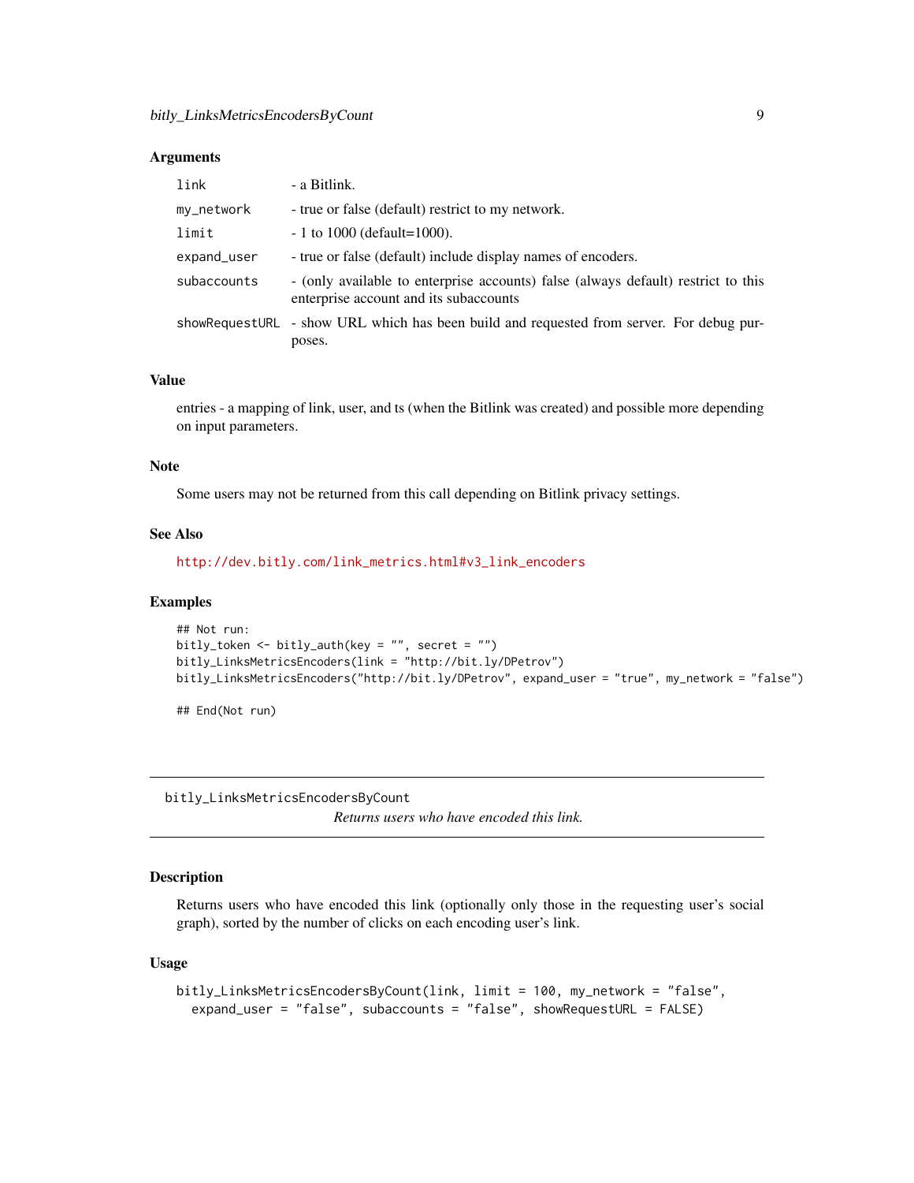### Arguments

| | |
|---|---|
| link | - a Bitlink. |
| my_network | - true or false (default) restrict to my network. |
| limit | - 1 to 1000 (default=1000). |
| expand_user | - true or false (default) include display names of encoders. |
| subaccounts | - (only available to enterprise accounts) false (always default) restrict to this enterprise account and its subaccounts |
| showRequestURL | - show URL which has been build and requested from server. For debug purposes. |

### Value

entries - a mapping of link, user, and ts (when the Bitlink was created) and possible more depending on input parameters.

### Note

Some users may not be returned from this call depending on Bitlink privacy settings.

### See Also

http://dev.bitly.com/link_metrics.html#v3_link_encoders

### Examples

```
## Not run:
bitly_token <- bitly_auth(key = "", secret = "")
bitly_LinksMetricsEncoders(link = "http://bit.ly/DPetrov")
bitly_LinksMetricsEncoders("http://bit.ly/DPetrov", expand_user = "true", my_network = "false")

## End(Not run)
```

---

## bitly_LinksMetricsEncodersByCount

*Returns users who have encoded this link.*

### Description

Returns users who have encoded this link (optionally only those in the requesting user's social graph), sorted by the number of clicks on each encoding user's link.

### Usage

```
bitly_LinksMetricsEncodersByCount(link, limit = 100, my_network = "false",
  expand_user = "false", subaccounts = "false", showRequestURL = FALSE)
```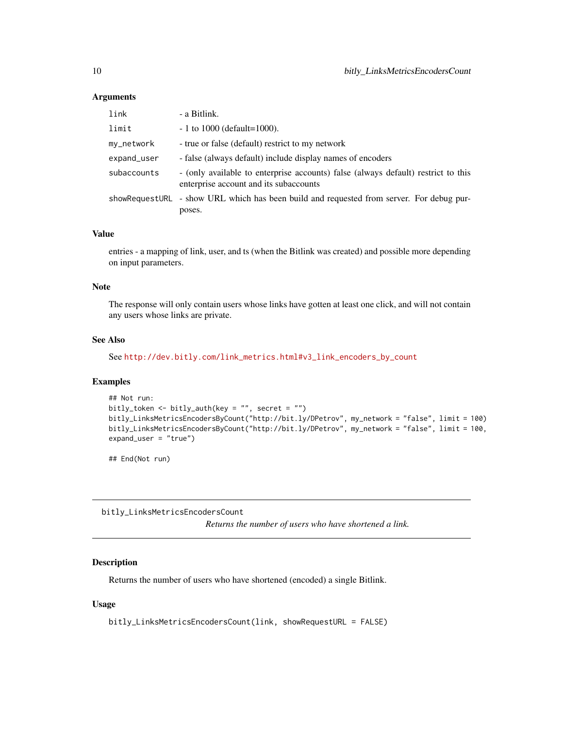### Arguments

| | |
|---|---|
| link | - a Bitlink. |
| limit | - 1 to 1000 (default=1000). |
| my_network | - true or false (default) restrict to my network |
| expand_user | - false (always default) include display names of encoders |
| subaccounts | - (only available to enterprise accounts) false (always default) restrict to this enterprise account and its subaccounts |
| showRequestURL | - show URL which has been build and requested from server. For debug purposes. |

### Value

entries - a mapping of link, user, and ts (when the Bitlink was created) and possible more depending on input parameters.

### Note

The response will only contain users whose links have gotten at least one click, and will not contain any users whose links are private.

### See Also

See http://dev.bitly.com/link_metrics.html#v3_link_encoders_by_count

### Examples

```
## Not run:
bitly_token <- bitly_auth(key = "", secret = "")
bitly_LinksMetricsEncodersByCount("http://bit.ly/DPetrov", my_network = "false", limit = 100)
bitly_LinksMetricsEncodersByCount("http://bit.ly/DPetrov", my_network = "false", limit = 100,
expand_user = "true")

## End(Not run)
```

---

## bitly_LinksMetricsEncodersCount

*Returns the number of users who have shortened a link.*

---

### Description

Returns the number of users who have shortened (encoded) a single Bitlink.

### Usage

```
bitly_LinksMetricsEncodersCount(link, showRequestURL = FALSE)
```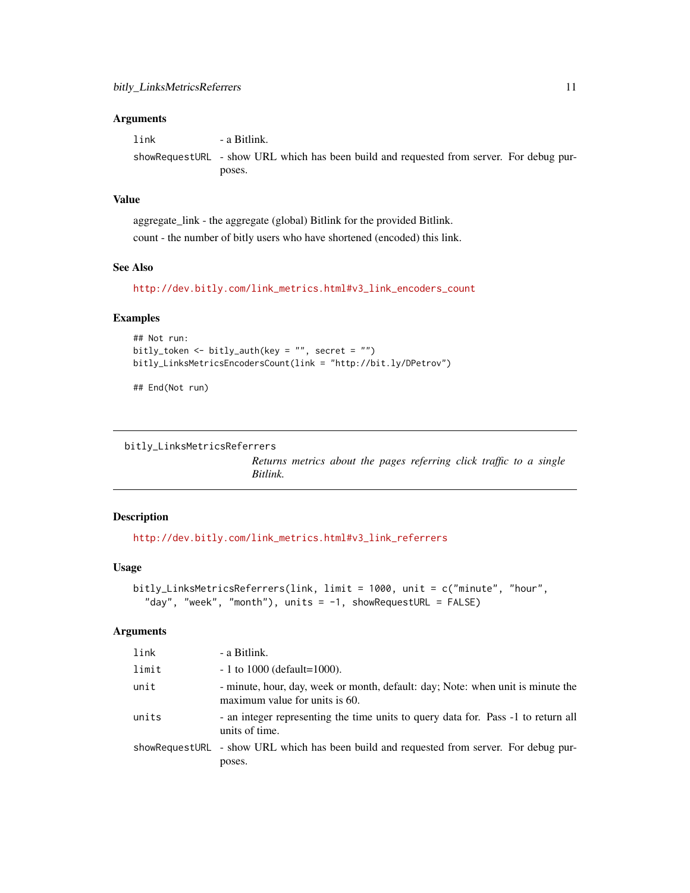### Arguments

| | |
|---|---|
| link | - a Bitlink. |
| showRequestURL | - show URL which has been build and requested from server. For debug purposes. |

### Value

aggregate_link - the aggregate (global) Bitlink for the provided Bitlink.

count - the number of bitly users who have shortened (encoded) this link.

### See Also

http://dev.bitly.com/link_metrics.html#v3_link_encoders_count

### Examples

```
## Not run:
bitly_token <- bitly_auth(key = "", secret = "")
bitly_LinksMetricsEncodersCount(link = "http://bit.ly/DPetrov")

## End(Not run)
```

---

## bitly_LinksMetricsReferrers

*Returns metrics about the pages referring click traffic to a single Bitlink.*

### Description

http://dev.bitly.com/link_metrics.html#v3_link_referrers

### Usage

```
bitly_LinksMetricsReferrers(link, limit = 1000, unit = c("minute", "hour",
  "day", "week", "month"), units = -1, showRequestURL = FALSE)
```

### Arguments

| | |
|---|---|
| link | - a Bitlink. |
| limit | - 1 to 1000 (default=1000). |
| unit | - minute, hour, day, week or month, default: day; Note: when unit is minute the maximum value for units is 60. |
| units | - an integer representing the time units to query data for. Pass -1 to return all units of time. |
| showRequestURL | - show URL which has been build and requested from server. For debug purposes. |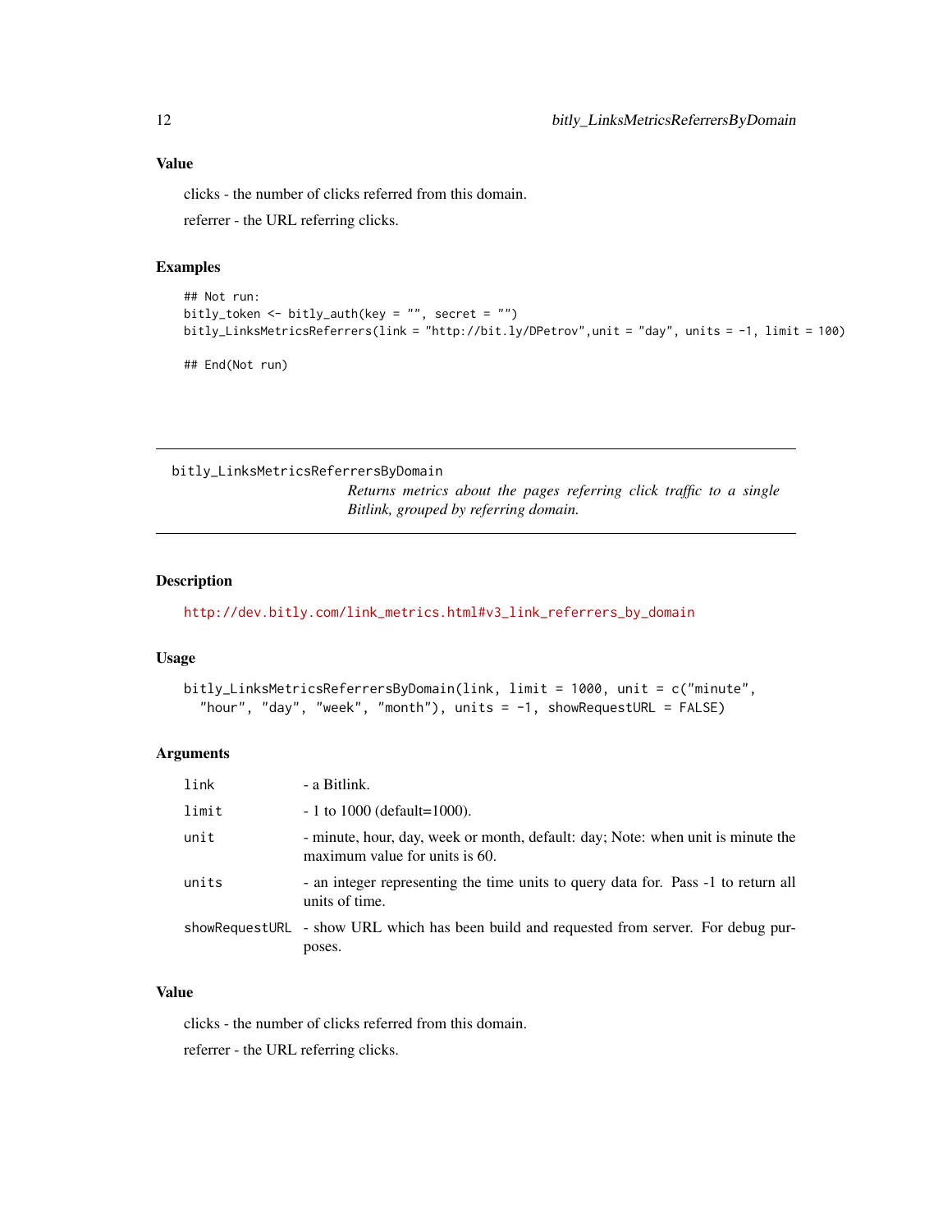### Value

clicks - the number of clicks referred from this domain.

referrer - the URL referring clicks.

### Examples

```
## Not run:
bitly_token <- bitly_auth(key = "", secret = "")
bitly_LinksMetricsReferrers(link = "http://bit.ly/DPetrov",unit = "day", units = -1, limit = 100)

## End(Not run)
```

---

## bitly_LinksMetricsReferrersByDomain

*Returns metrics about the pages referring click traffic to a single Bitlink, grouped by referring domain.*

---

### Description

http://dev.bitly.com/link_metrics.html#v3_link_referrers_by_domain

### Usage

```
bitly_LinksMetricsReferrersByDomain(link, limit = 1000, unit = c("minute",
  "hour", "day", "week", "month"), units = -1, showRequestURL = FALSE)
```

### Arguments

| | |
|---|---|
| link | - a Bitlink. |
| limit | - 1 to 1000 (default=1000). |
| unit | - minute, hour, day, week or month, default: day; Note: when unit is minute the maximum value for units is 60. |
| units | - an integer representing the time units to query data for. Pass -1 to return all units of time. |
| showRequestURL | - show URL which has been build and requested from server. For debug purposes. |

### Value

clicks - the number of clicks referred from this domain.

referrer - the URL referring clicks.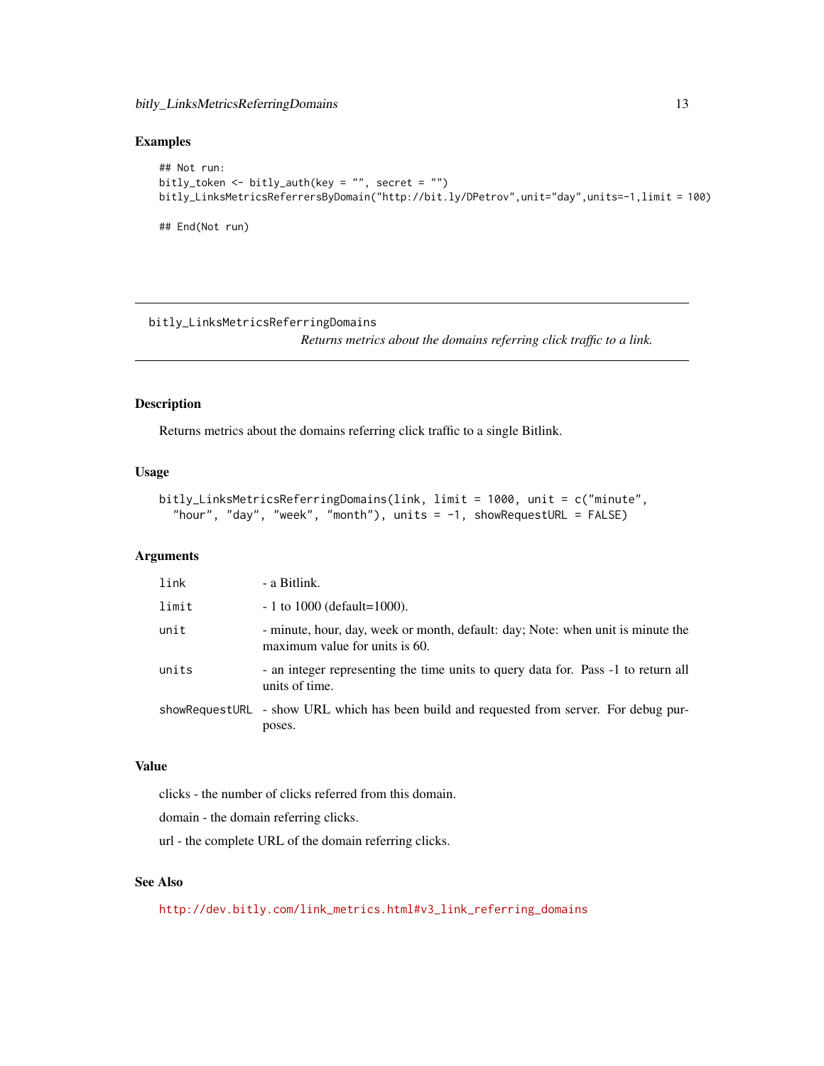### Examples

```
## Not run:
bitly_token <- bitly_auth(key = "", secret = "")
bitly_LinksMetricsReferrersByDomain("http://bit.ly/DPetrov",unit="day",units=-1,limit = 100)

## End(Not run)
```

---

## bitly_LinksMetricsReferringDomains

*Returns metrics about the domains referring click traffic to a link.*

---

### Description

Returns metrics about the domains referring click traffic to a single Bitlink.

### Usage

```
bitly_LinksMetricsReferringDomains(link, limit = 1000, unit = c("minute",
  "hour", "day", "week", "month"), units = -1, showRequestURL = FALSE)
```

### Arguments

| | |
|---|---|
| `link` | - a Bitlink. |
| `limit` | - 1 to 1000 (default=1000). |
| `unit` | - minute, hour, day, week or month, default: day; Note: when unit is minute the maximum value for units is 60. |
| `units` | - an integer representing the time units to query data for. Pass -1 to return all units of time. |
| `showRequestURL` | - show URL which has been build and requested from server. For debug purposes. |

### Value

clicks - the number of clicks referred from this domain.

domain - the domain referring clicks.

url - the complete URL of the domain referring clicks.

### See Also

http://dev.bitly.com/link_metrics.html#v3_link_referring_domains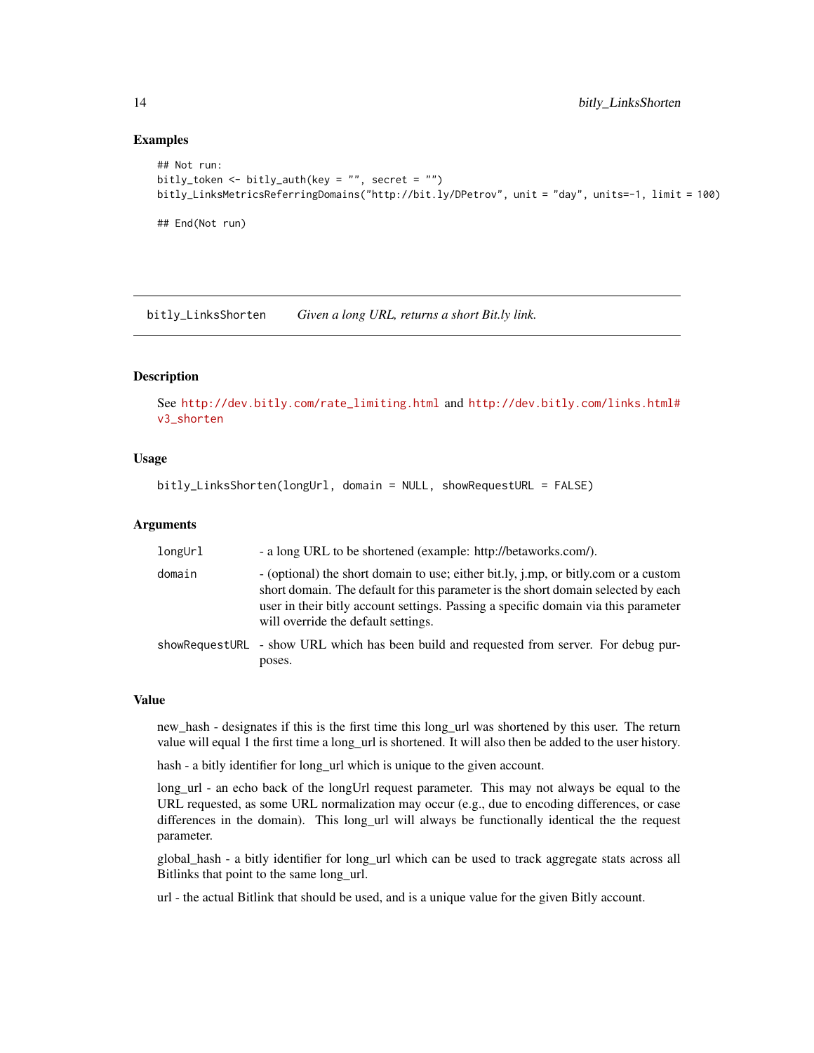### Examples

```
## Not run:
bitly_token <- bitly_auth(key = "", secret = "")
bitly_LinksMetricsReferringDomains("http://bit.ly/DPetrov", unit = "day", units=-1, limit = 100)

## End(Not run)
```

---

## bitly_LinksShorten — *Given a long URL, returns a short Bit.ly link.*

---

### Description

See http://dev.bitly.com/rate_limiting.html and http://dev.bitly.com/links.html#v3_shorten

### Usage

```
bitly_LinksShorten(longUrl, domain = NULL, showRequestURL = FALSE)
```

### Arguments

| | |
|---|---|
| `longUrl` | - a long URL to be shortened (example: http://betaworks.com/). |
| `domain` | - (optional) the short domain to use; either bit.ly, j.mp, or bitly.com or a custom short domain. The default for this parameter is the short domain selected by each user in their bitly account settings. Passing a specific domain via this parameter will override the default settings. |
| `showRequestURL` | - show URL which has been build and requested from server. For debug purposes. |

### Value

new_hash - designates if this is the first time this long_url was shortened by this user. The return value will equal 1 the first time a long_url is shortened. It will also then be added to the user history.

hash - a bitly identifier for long_url which is unique to the given account.

long_url - an echo back of the longUrl request parameter. This may not always be equal to the URL requested, as some URL normalization may occur (e.g., due to encoding differences, or case differences in the domain). This long_url will always be functionally identical the the request parameter.

global_hash - a bitly identifier for long_url which can be used to track aggregate stats across all Bitlinks that point to the same long_url.

url - the actual Bitlink that should be used, and is a unique value for the given Bitly account.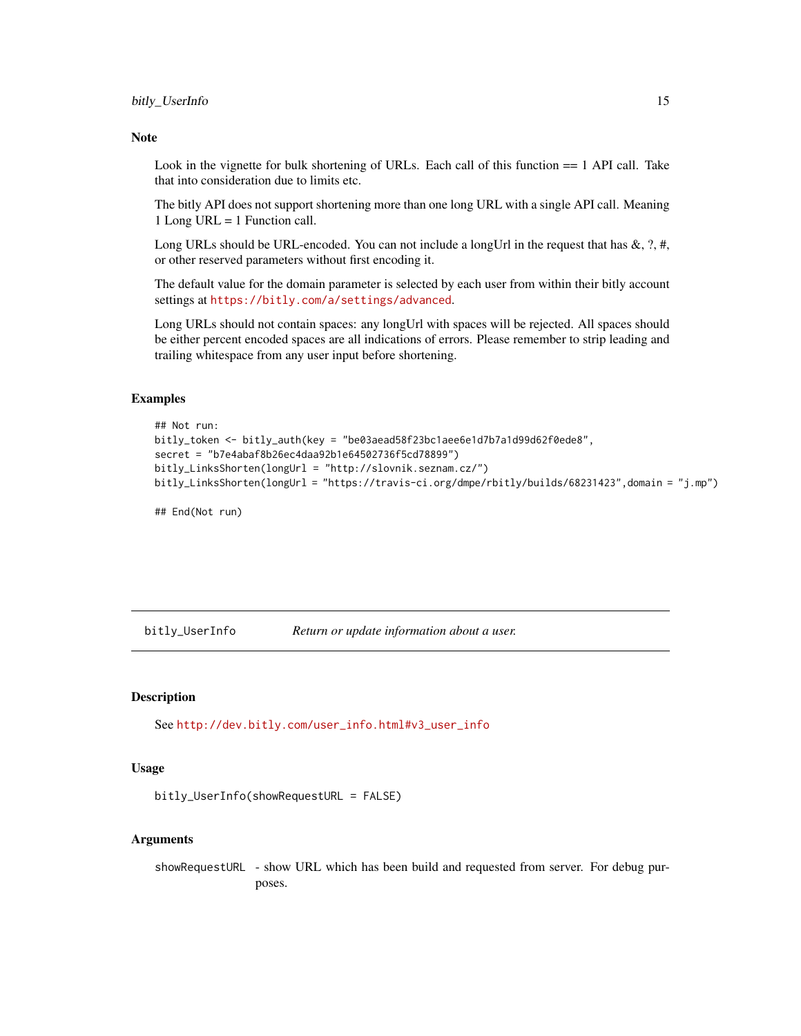## Note

Look in the vignette for bulk shortening of URLs. Each call of this function == 1 API call. Take that into consideration due to limits etc.

The bitly API does not support shortening more than one long URL with a single API call. Meaning 1 Long URL = 1 Function call.

Long URLs should be URL-encoded. You can not include a longUrl in the request that has &, ?, #, or other reserved parameters without first encoding it.

The default value for the domain parameter is selected by each user from within their bitly account settings at https://bitly.com/a/settings/advanced.

Long URLs should not contain spaces: any longUrl with spaces will be rejected. All spaces should be either percent encoded spaces are all indications of errors. Please remember to strip leading and trailing whitespace from any user input before shortening.

## Examples

```
## Not run:
bitly_token <- bitly_auth(key = "be03aead58f23bc1aee6e1d7b7a1d99d62f0ede8",
secret = "b7e4abaf8b26ec4daa92b1e64502736f5cd78899")
bitly_LinksShorten(longUrl = "http://slovnik.seznam.cz/")
bitly_LinksShorten(longUrl = "https://travis-ci.org/dmpe/rbitly/builds/68231423",domain = "j.mp")

## End(Not run)
```

---

# bitly_UserInfo *Return or update information about a user.*

## Description

See http://dev.bitly.com/user_info.html#v3_user_info

## Usage

```
bitly_UserInfo(showRequestURL = FALSE)
```

## Arguments

| | |
|---|---|
| showRequestURL | - show URL which has been build and requested from server. For debug purposes. |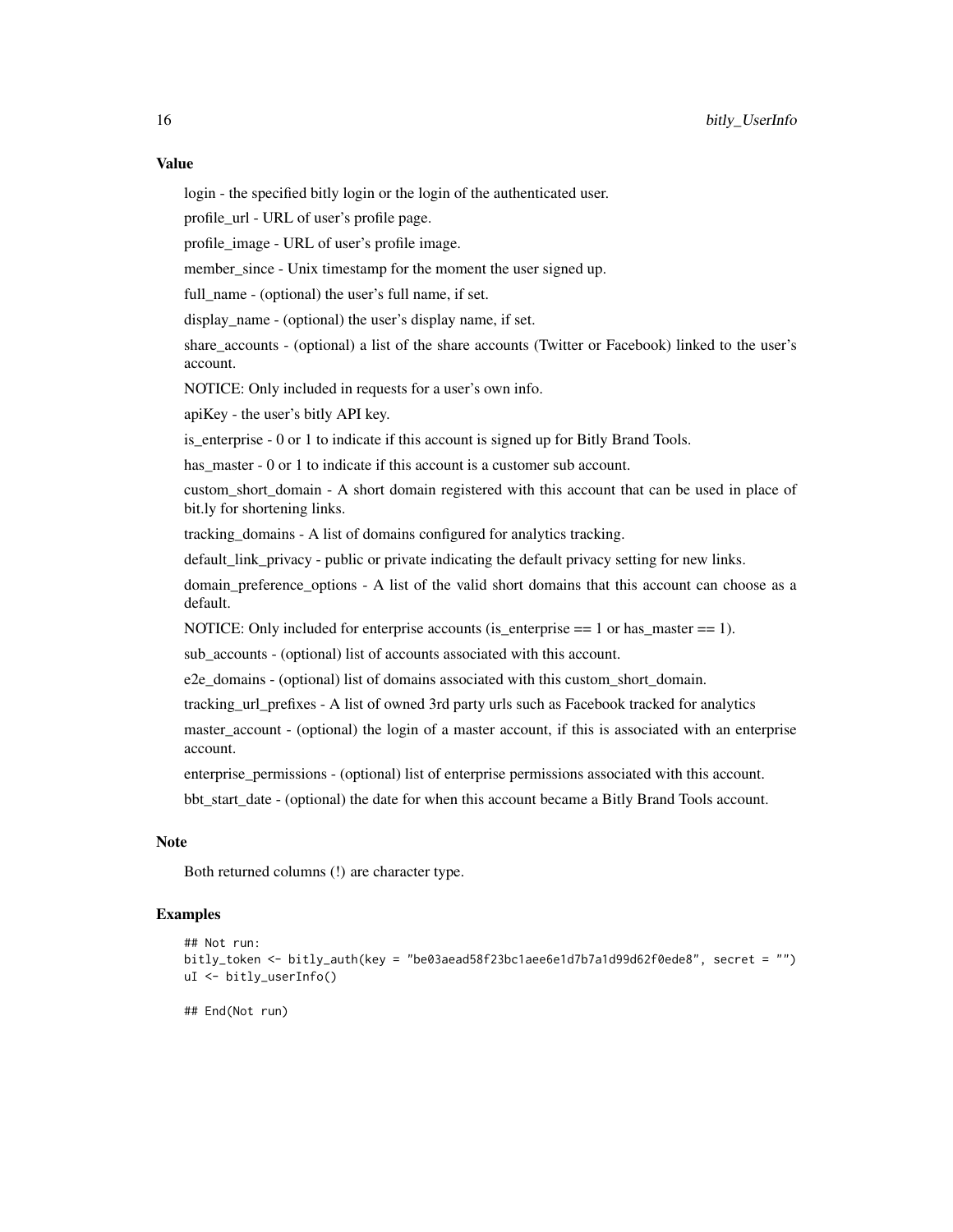## Value

login - the specified bitly login or the login of the authenticated user.

profile_url - URL of user's profile page.

profile_image - URL of user's profile image.

member_since - Unix timestamp for the moment the user signed up.

full_name - (optional) the user's full name, if set.

display_name - (optional) the user's display name, if set.

share_accounts - (optional) a list of the share accounts (Twitter or Facebook) linked to the user's account.

NOTICE: Only included in requests for a user's own info.

apiKey - the user's bitly API key.

is_enterprise - 0 or 1 to indicate if this account is signed up for Bitly Brand Tools.

has_master - 0 or 1 to indicate if this account is a customer sub account.

custom_short_domain - A short domain registered with this account that can be used in place of bit.ly for shortening links.

tracking_domains - A list of domains configured for analytics tracking.

default_link_privacy - public or private indicating the default privacy setting for new links.

domain_preference_options - A list of the valid short domains that this account can choose as a default.

NOTICE: Only included for enterprise accounts (is_enterprise == 1 or has_master == 1).

sub_accounts - (optional) list of accounts associated with this account.

e2e_domains - (optional) list of domains associated with this custom_short_domain.

tracking_url_prefixes - A list of owned 3rd party urls such as Facebook tracked for analytics

master_account - (optional) the login of a master account, if this is associated with an enterprise account.

enterprise_permissions - (optional) list of enterprise permissions associated with this account.

bbt_start_date - (optional) the date for when this account became a Bitly Brand Tools account.

## Note

Both returned columns (!) are character type.

## Examples

```
## Not run:
bitly_token <- bitly_auth(key = "be03aead58f23bc1aee6e1d7b7a1d99d62f0ede8", secret = "")
uI <- bitly_userInfo()

## End(Not run)
```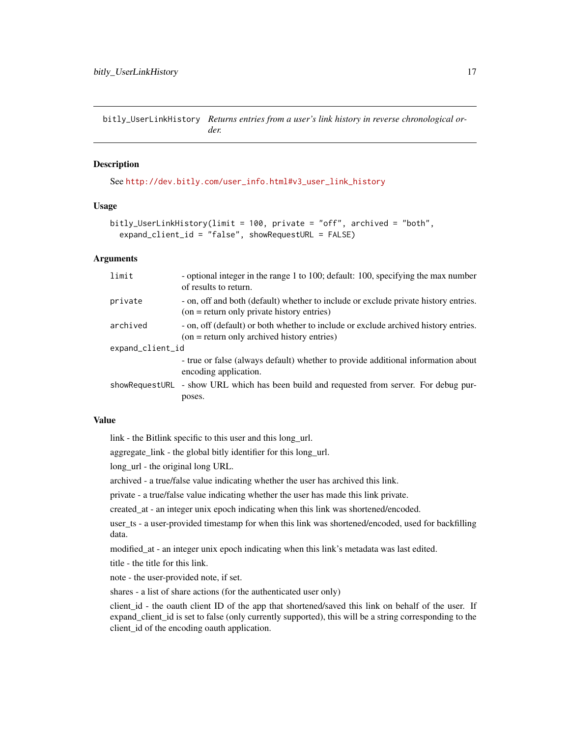# bitly_UserLinkHistory — *Returns entries from a user's link history in reverse chronological order.*

## Description

See http://dev.bitly.com/user_info.html#v3_user_link_history

## Usage

```
bitly_UserLinkHistory(limit = 100, private = "off", archived = "both",
  expand_client_id = "false", showRequestURL = FALSE)
```

## Arguments

| | |
|---|---|
| `limit` | - optional integer in the range 1 to 100; default: 100, specifying the max number of results to return. |
| `private` | - on, off and both (default) whether to include or exclude private history entries. (on = return only private history entries) |
| `archived` | - on, off (default) or both whether to include or exclude archived history entries. (on = return only archived history entries) |
| `expand_client_id` | - true or false (always default) whether to provide additional information about encoding application. |
| `showRequestURL` | - show URL which has been build and requested from server. For debug purposes. |

## Value

link - the Bitlink specific to this user and this long_url.

aggregate_link - the global bitly identifier for this long_url.

long_url - the original long URL.

archived - a true/false value indicating whether the user has archived this link.

private - a true/false value indicating whether the user has made this link private.

created_at - an integer unix epoch indicating when this link was shortened/encoded.

user_ts - a user-provided timestamp for when this link was shortened/encoded, used for backfilling data.

modified_at - an integer unix epoch indicating when this link's metadata was last edited.

title - the title for this link.

note - the user-provided note, if set.

shares - a list of share actions (for the authenticated user only)

client_id - the oauth client ID of the app that shortened/saved this link on behalf of the user. If expand_client_id is set to false (only currently supported), this will be a string corresponding to the client_id of the encoding oauth application.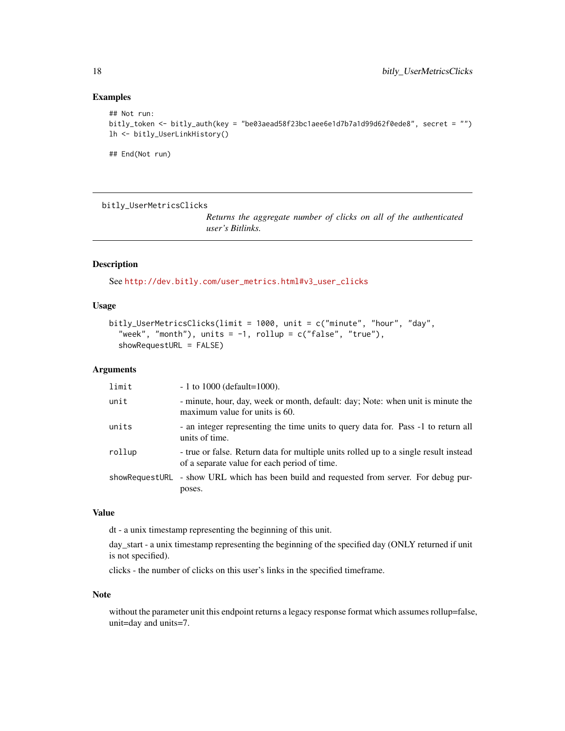## Examples

```
## Not run:
bitly_token <- bitly_auth(key = "be03aead58f23bc1aee6e1d7b7a1d99d62f0ede8", secret = "")
lh <- bitly_UserLinkHistory()

## End(Not run)
```

---

`bitly_UserMetricsClicks`  *Returns the aggregate number of clicks on all of the authenticated user's Bitlinks.*

---

## Description

See http://dev.bitly.com/user_metrics.html#v3_user_clicks

## Usage

```
bitly_UserMetricsClicks(limit = 1000, unit = c("minute", "hour", "day",
  "week", "month"), units = -1, rollup = c("false", "true"),
  showRequestURL = FALSE)
```

## Arguments

| | |
|---|---|
| `limit` | - 1 to 1000 (default=1000). |
| `unit` | - minute, hour, day, week or month, default: day; Note: when unit is minute the maximum value for units is 60. |
| `units` | - an integer representing the time units to query data for. Pass -1 to return all units of time. |
| `rollup` | - true or false. Return data for multiple units rolled up to a single result instead of a separate value for each period of time. |
| `showRequestURL` | - show URL which has been build and requested from server. For debug purposes. |

## Value

dt - a unix timestamp representing the beginning of this unit.

day_start - a unix timestamp representing the beginning of the specified day (ONLY returned if unit is not specified).

clicks - the number of clicks on this user's links in the specified timeframe.

## Note

without the parameter unit this endpoint returns a legacy response format which assumes rollup=false, unit=day and units=7.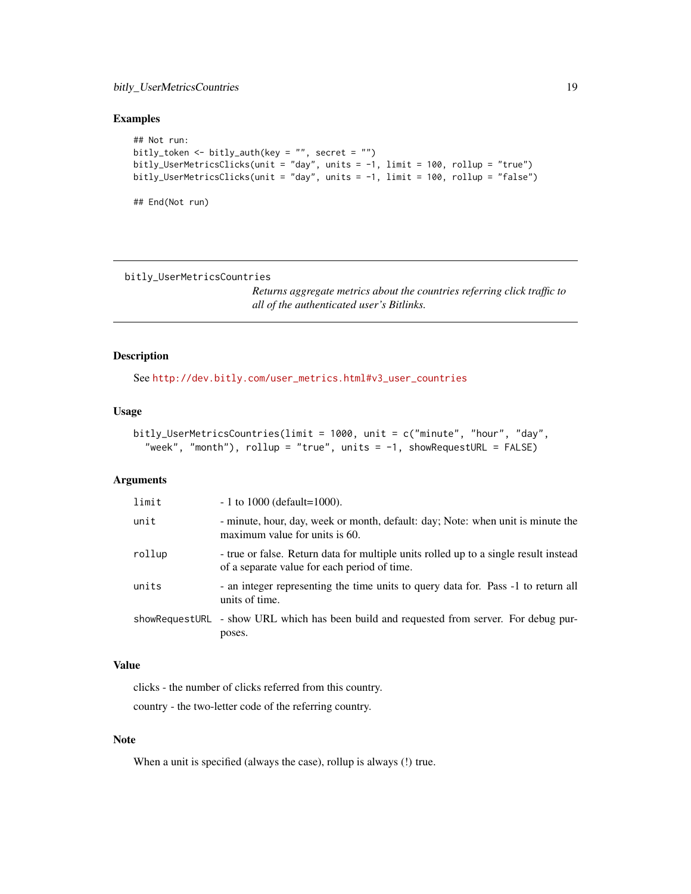## Examples

```
## Not run:
bitly_token <- bitly_auth(key = "", secret = "")
bitly_UserMetricsClicks(unit = "day", units = -1, limit = 100, rollup = "true")
bitly_UserMetricsClicks(unit = "day", units = -1, limit = 100, rollup = "false")

## End(Not run)
```

---

`bitly_UserMetricsCountries` *Returns aggregate metrics about the countries referring click traffic to all of the authenticated user's Bitlinks.*

---

## Description

See http://dev.bitly.com/user_metrics.html#v3_user_countries

## Usage

```
bitly_UserMetricsCountries(limit = 1000, unit = c("minute", "hour", "day",
  "week", "month"), rollup = "true", units = -1, showRequestURL = FALSE)
```

## Arguments

| | |
|---|---|
| limit | - 1 to 1000 (default=1000). |
| unit | - minute, hour, day, week or month, default: day; Note: when unit is minute the maximum value for units is 60. |
| rollup | - true or false. Return data for multiple units rolled up to a single result instead of a separate value for each period of time. |
| units | - an integer representing the time units to query data for. Pass -1 to return all units of time. |
| showRequestURL | - show URL which has been build and requested from server. For debug purposes. |

## Value

clicks - the number of clicks referred from this country.

country - the two-letter code of the referring country.

## Note

When a unit is specified (always the case), rollup is always (!) true.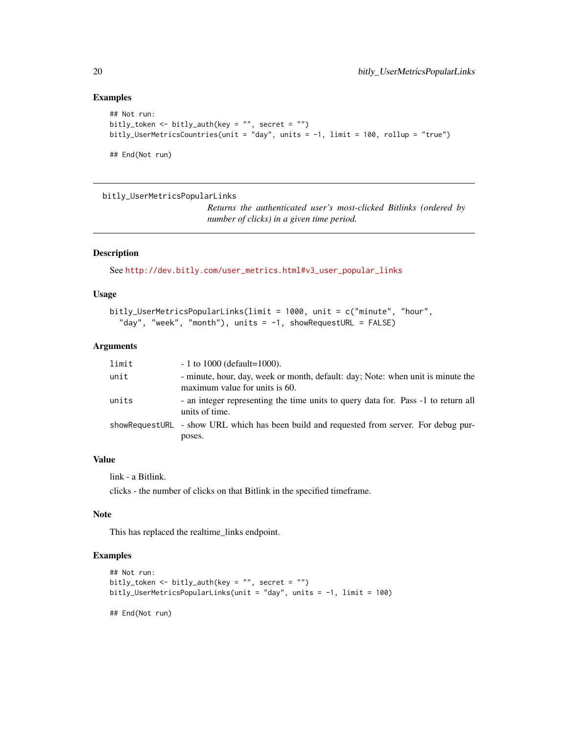## Examples

```
## Not run:
bitly_token <- bitly_auth(key = "", secret = "")
bitly_UserMetricsCountries(unit = "day", units = -1, limit = 100, rollup = "true")

## End(Not run)
```

---

`bitly_UserMetricsPopularLinks`

*Returns the authenticated user's most-clicked Bitlinks (ordered by number of clicks) in a given time period.*

---

## Description

See http://dev.bitly.com/user_metrics.html#v3_user_popular_links

## Usage

```
bitly_UserMetricsPopularLinks(limit = 1000, unit = c("minute", "hour",
  "day", "week", "month"), units = -1, showRequestURL = FALSE)
```

## Arguments

| | |
|---|---|
| `limit` | - 1 to 1000 (default=1000). |
| `unit` | - minute, hour, day, week or month, default: day; Note: when unit is minute the maximum value for units is 60. |
| `units` | - an integer representing the time units to query data for. Pass -1 to return all units of time. |
| `showRequestURL` | - show URL which has been build and requested from server. For debug purposes. |

## Value

link - a Bitlink.

clicks - the number of clicks on that Bitlink in the specified timeframe.

## Note

This has replaced the realtime_links endpoint.

## Examples

```
## Not run:
bitly_token <- bitly_auth(key = "", secret = "")
bitly_UserMetricsPopularLinks(unit = "day", units = -1, limit = 100)

## End(Not run)
```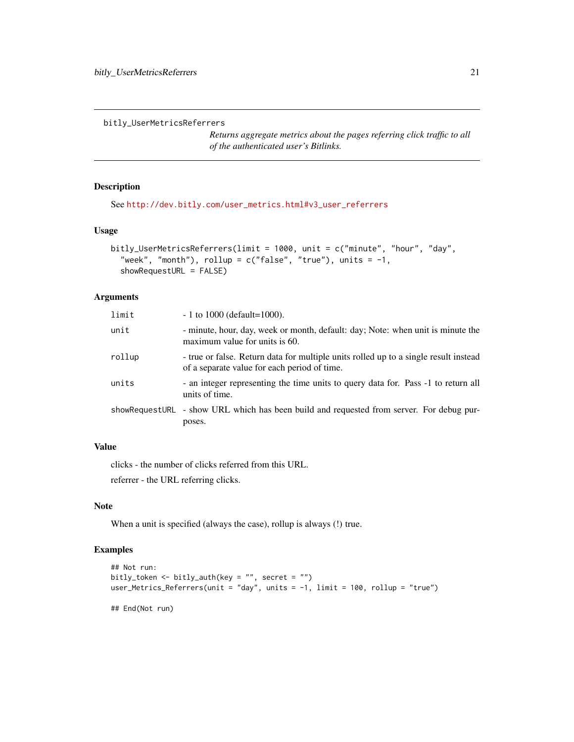## bitly_UserMetricsReferrers

*Returns aggregate metrics about the pages referring click traffic to all of the authenticated user's Bitlinks.*

### Description

See http://dev.bitly.com/user_metrics.html#v3_user_referrers

### Usage

```
bitly_UserMetricsReferrers(limit = 1000, unit = c("minute", "hour", "day",
  "week", "month"), rollup = c("false", "true"), units = -1,
  showRequestURL = FALSE)
```

### Arguments

| | |
|---|---|
| `limit` | - 1 to 1000 (default=1000). |
| `unit` | - minute, hour, day, week or month, default: day; Note: when unit is minute the maximum value for units is 60. |
| `rollup` | - true or false. Return data for multiple units rolled up to a single result instead of a separate value for each period of time. |
| `units` | - an integer representing the time units to query data for. Pass -1 to return all units of time. |
| `showRequestURL` | - show URL which has been build and requested from server. For debug purposes. |

### Value

clicks - the number of clicks referred from this URL.

referrer - the URL referring clicks.

### Note

When a unit is specified (always the case), rollup is always (!) true.

### Examples

```
## Not run:
bitly_token <- bitly_auth(key = "", secret = "")
user_Metrics_Referrers(unit = "day", units = -1, limit = 100, rollup = "true")

## End(Not run)
```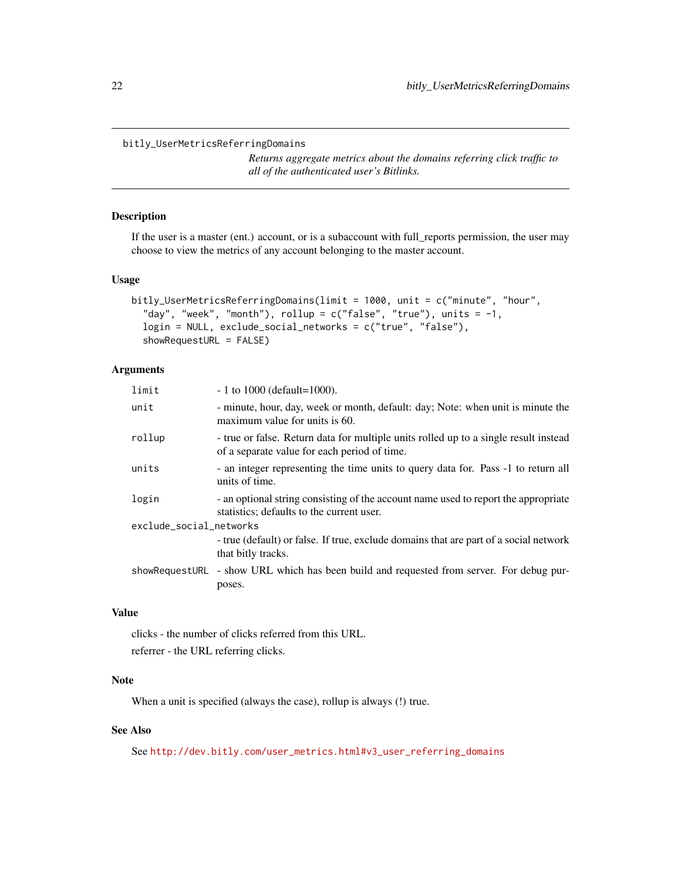## bitly_UserMetricsReferringDomains

*Returns aggregate metrics about the domains referring click traffic to all of the authenticated user's Bitlinks.*

### Description

If the user is a master (ent.) account, or is a subaccount with full_reports permission, the user may choose to view the metrics of any account belonging to the master account.

### Usage

```
bitly_UserMetricsReferringDomains(limit = 1000, unit = c("minute", "hour",
  "day", "week", "month"), rollup = c("false", "true"), units = -1,
  login = NULL, exclude_social_networks = c("true", "false"),
  showRequestURL = FALSE)
```

### Arguments

| | |
|---|---|
| `limit` | - 1 to 1000 (default=1000). |
| `unit` | - minute, hour, day, week or month, default: day; Note: when unit is minute the maximum value for units is 60. |
| `rollup` | - true or false. Return data for multiple units rolled up to a single result instead of a separate value for each period of time. |
| `units` | - an integer representing the time units to query data for. Pass -1 to return all units of time. |
| `login` | - an optional string consisting of the account name used to report the appropriate statistics; defaults to the current user. |
| `exclude_social_networks` | - true (default) or false. If true, exclude domains that are part of a social network that bitly tracks. |
| `showRequestURL` | - show URL which has been build and requested from server. For debug purposes. |

### Value

clicks - the number of clicks referred from this URL.

referrer - the URL referring clicks.

### Note

When a unit is specified (always the case), rollup is always (!) true.

### See Also

See http://dev.bitly.com/user_metrics.html#v3_user_referring_domains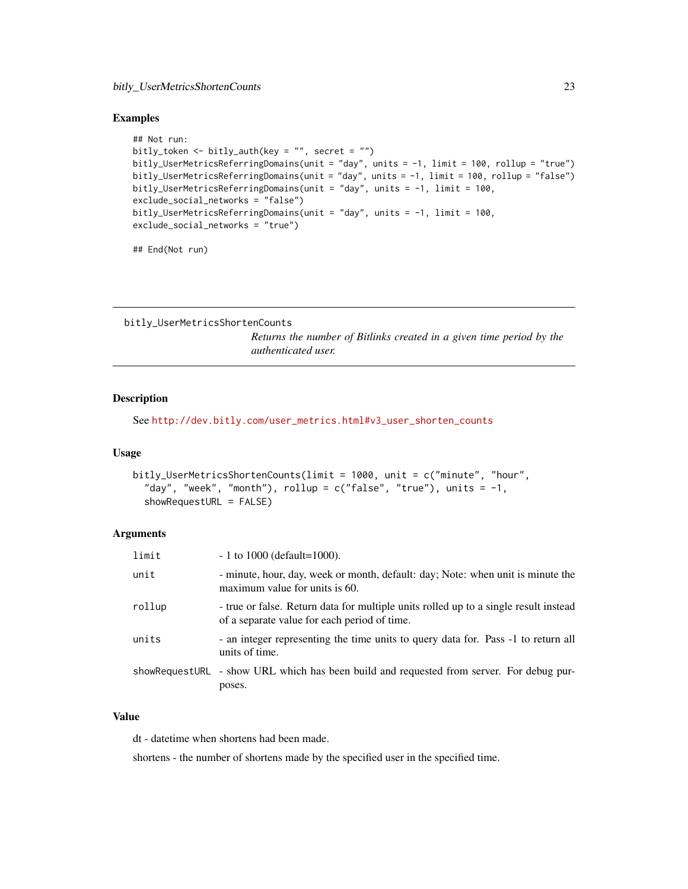## Examples

```
## Not run:
bitly_token <- bitly_auth(key = "", secret = "")
bitly_UserMetricsReferringDomains(unit = "day", units = -1, limit = 100, rollup = "true")
bitly_UserMetricsReferringDomains(unit = "day", units = -1, limit = 100, rollup = "false")
bitly_UserMetricsReferringDomains(unit = "day", units = -1, limit = 100,
exclude_social_networks = "false")
bitly_UserMetricsReferringDomains(unit = "day", units = -1, limit = 100,
exclude_social_networks = "true")

## End(Not run)
```

---

# bitly_UserMetricsShortenCounts

*Returns the number of Bitlinks created in a given time period by the authenticated user.*

---

## Description

See http://dev.bitly.com/user_metrics.html#v3_user_shorten_counts

## Usage

```
bitly_UserMetricsShortenCounts(limit = 1000, unit = c("minute", "hour",
  "day", "week", "month"), rollup = c("false", "true"), units = -1,
  showRequestURL = FALSE)
```

## Arguments

| | |
|---|---|
| `limit` | - 1 to 1000 (default=1000). |
| `unit` | - minute, hour, day, week or month, default: day; Note: when unit is minute the maximum value for units is 60. |
| `rollup` | - true or false. Return data for multiple units rolled up to a single result instead of a separate value for each period of time. |
| `units` | - an integer representing the time units to query data for. Pass -1 to return all units of time. |
| `showRequestURL` | - show URL which has been build and requested from server. For debug purposes. |

## Value

dt - datetime when shortens had been made.

shortens - the number of shortens made by the specified user in the specified time.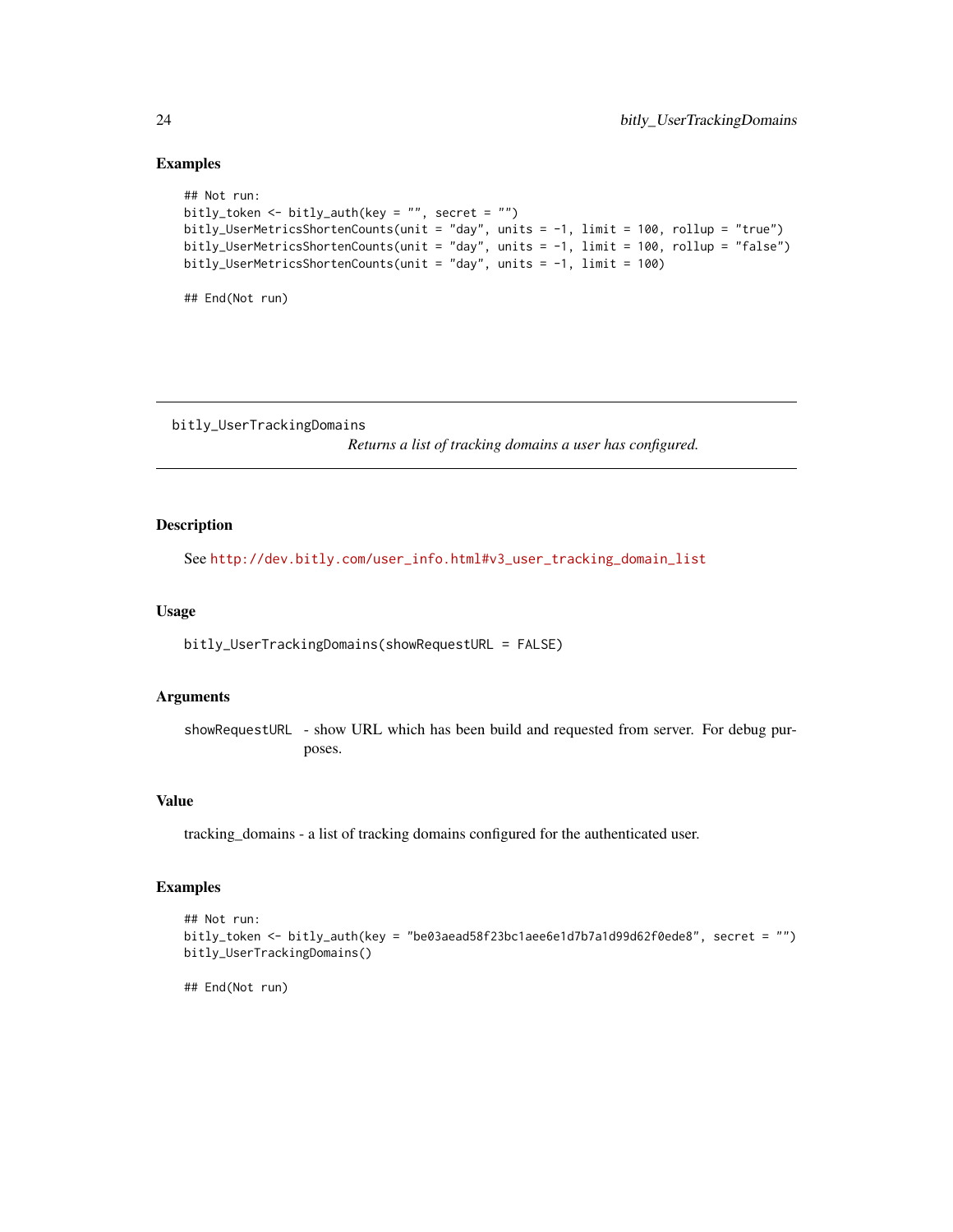## Examples

```
## Not run:
bitly_token <- bitly_auth(key = "", secret = "")
bitly_UserMetricsShortenCounts(unit = "day", units = -1, limit = 100, rollup = "true")
bitly_UserMetricsShortenCounts(unit = "day", units = -1, limit = 100, rollup = "false")
bitly_UserMetricsShortenCounts(unit = "day", units = -1, limit = 100)

## End(Not run)
```

---

# bitly_UserTrackingDomains

*Returns a list of tracking domains a user has configured.*

---

## Description

See http://dev.bitly.com/user_info.html#v3_user_tracking_domain_list

## Usage

```
bitly_UserTrackingDomains(showRequestURL = FALSE)
```

## Arguments

| | |
|---|---|
| showRequestURL | - show URL which has been build and requested from server. For debug purposes. |

## Value

tracking_domains - a list of tracking domains configured for the authenticated user.

## Examples

```
## Not run:
bitly_token <- bitly_auth(key = "be03aead58f23bc1aee6e1d7b7a1d99d62f0ede8", secret = "")
bitly_UserTrackingDomains()

## End(Not run)
```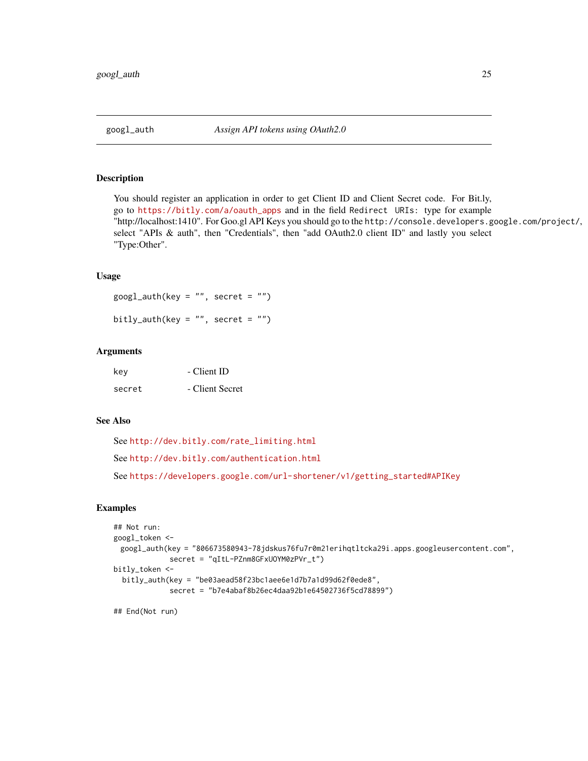# googl_auth — *Assign API tokens using OAuth2.0*

## Description

You should register an application in order to get Client ID and Client Secret code. For Bit.ly, go to https://bitly.com/a/oauth_apps and in the field `Redirect URIs:` type for example "http://localhost:1410". For Goo.gl API Keys you should go to the `http://console.developers.google.com/project/`, select "APIs & auth", then "Credentials", then "add OAuth2.0 client ID" and lastly you select "Type:Other".

## Usage

```
googl_auth(key = "", secret = "")

bitly_auth(key = "", secret = "")
```

## Arguments

| | |
|---|---|
| `key` | - Client ID |
| `secret` | - Client Secret |

## See Also

See http://dev.bitly.com/rate_limiting.html

See http://dev.bitly.com/authentication.html

See https://developers.google.com/url-shortener/v1/getting_started#APIKey

## Examples

```
## Not run:
googl_token <-
  googl_auth(key = "806673580943-78jdskus76fu7r0m21erihqtltcka29i.apps.googleusercontent.com",
             secret = "qItL-PZnm8GFxUOYM0zPVr_t")
bitly_token <-
  bitly_auth(key = "be03aead58f23bc1aee6e1d7b7a1d99d62f0ede8",
             secret = "b7e4abaf8b26ec4daa92b1e64502736f5cd78899")

## End(Not run)
```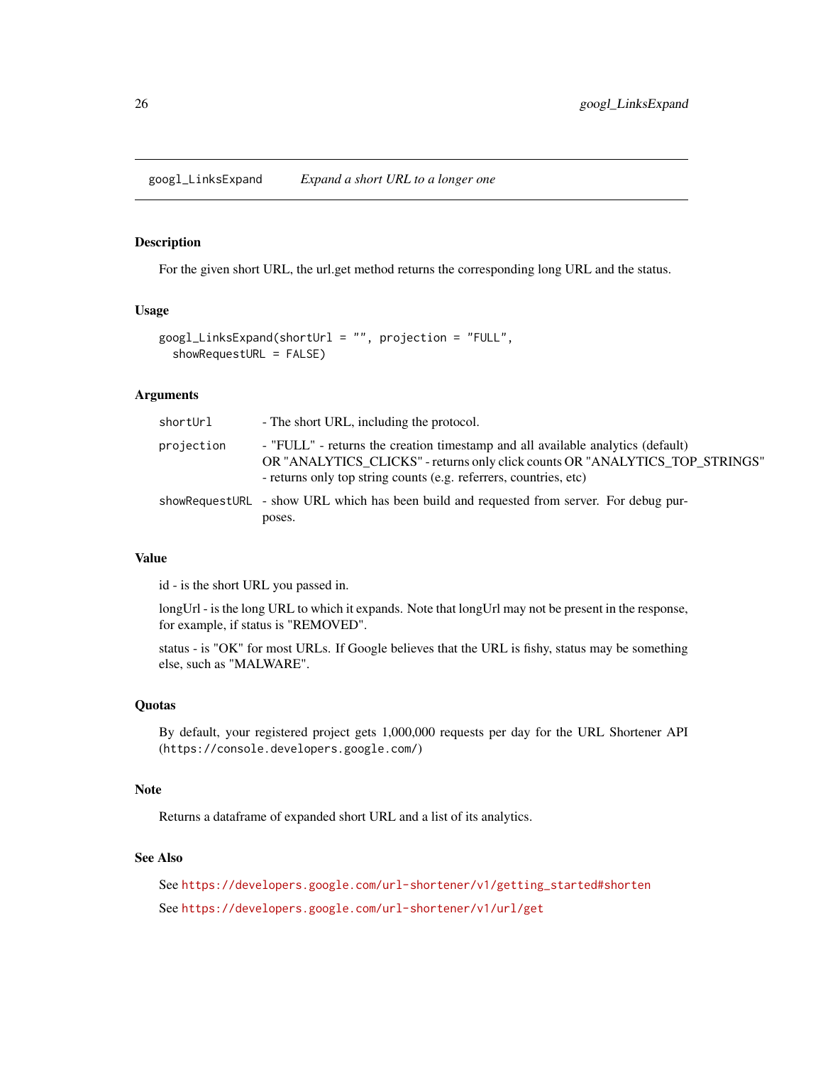## googl_LinksExpand — *Expand a short URL to a longer one*

### Description

For the given short URL, the url.get method returns the corresponding long URL and the status.

### Usage

```
googl_LinksExpand(shortUrl = "", projection = "FULL",
  showRequestURL = FALSE)
```

### Arguments

| | |
|---|---|
| `shortUrl` | - The short URL, including the protocol. |
| `projection` | - "FULL" - returns the creation timestamp and all available analytics (default) OR "ANALYTICS_CLICKS" - returns only click counts OR "ANALYTICS_TOP_STRINGS" - returns only top string counts (e.g. referrers, countries, etc) |
| `showRequestURL` | - show URL which has been build and requested from server. For debug purposes. |

### Value

id - is the short URL you passed in.

longUrl - is the long URL to which it expands. Note that longUrl may not be present in the response, for example, if status is "REMOVED".

status - is "OK" for most URLs. If Google believes that the URL is fishy, status may be something else, such as "MALWARE".

### Quotas

By default, your registered project gets 1,000,000 requests per day for the URL Shortener API (`https://console.developers.google.com/`)

### Note

Returns a dataframe of expanded short URL and a list of its analytics.

### See Also

See https://developers.google.com/url-shortener/v1/getting_started#shorten

See https://developers.google.com/url-shortener/v1/url/get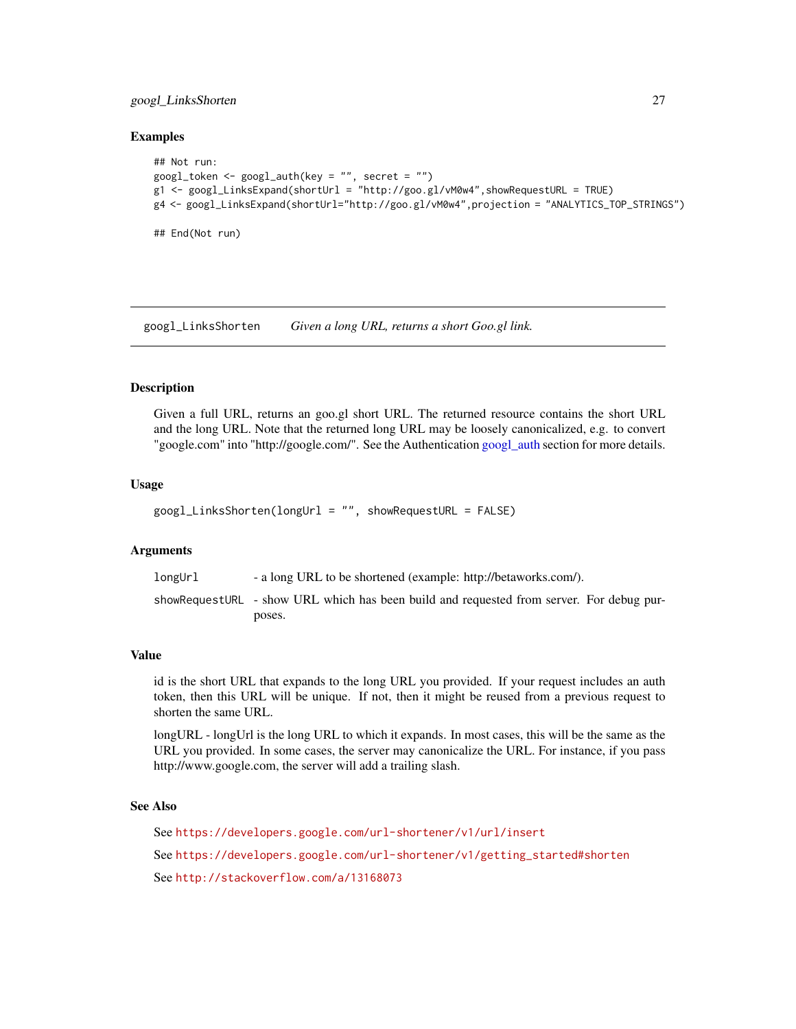## Examples

```
## Not run:
googl_token <- googl_auth(key = "", secret = "")
g1 <- googl_LinksExpand(shortUrl = "http://goo.gl/vM0w4",showRequestURL = TRUE)
g4 <- googl_LinksExpand(shortUrl="http://goo.gl/vM0w4",projection = "ANALYTICS_TOP_STRINGS")

## End(Not run)
```

---

# googl_LinksShorten *Given a long URL, returns a short Goo.gl link.*

---

## Description

Given a full URL, returns an goo.gl short URL. The returned resource contains the short URL and the long URL. Note that the returned long URL may be loosely canonicalized, e.g. to convert "google.com" into "http://google.com/". See the Authentication googl_auth section for more details.

## Usage

```
googl_LinksShorten(longUrl = "", showRequestURL = FALSE)
```

## Arguments

| | |
|---|---|
| longUrl | - a long URL to be shortened (example: http://betaworks.com/). |
| showRequestURL | - show URL which has been build and requested from server. For debug purposes. |

## Value

id is the short URL that expands to the long URL you provided. If your request includes an auth token, then this URL will be unique. If not, then it might be reused from a previous request to shorten the same URL.

longURL - longUrl is the long URL to which it expands. In most cases, this will be the same as the URL you provided. In some cases, the server may canonicalize the URL. For instance, if you pass http://www.google.com, the server will add a trailing slash.

## See Also

See https://developers.google.com/url-shortener/v1/url/insert

See https://developers.google.com/url-shortener/v1/getting_started#shorten

See http://stackoverflow.com/a/13168073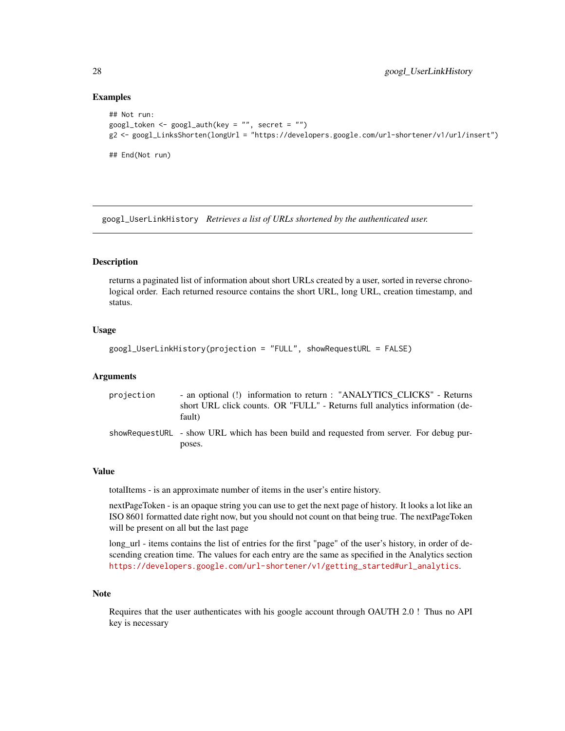### Examples

```
## Not run:
googl_token <- googl_auth(key = "", secret = "")
g2 <- googl_LinksShorten(longUrl = "https://developers.google.com/url-shortener/v1/url/insert")

## End(Not run)
```

---

## googl_UserLinkHistory *Retrieves a list of URLs shortened by the authenticated user.*

---

### Description

returns a paginated list of information about short URLs created by a user, sorted in reverse chronological order. Each returned resource contains the short URL, long URL, creation timestamp, and status.

### Usage

```
googl_UserLinkHistory(projection = "FULL", showRequestURL = FALSE)
```

### Arguments

| | |
|---|---|
| projection | - an optional (!) information to return : "ANALYTICS_CLICKS" - Returns short URL click counts. OR "FULL" - Returns full analytics information (default) |
| showRequestURL | - show URL which has been build and requested from server. For debug purposes. |

### Value

totalItems - is an approximate number of items in the user's entire history.

nextPageToken - is an opaque string you can use to get the next page of history. It looks a lot like an ISO 8601 formatted date right now, but you should not count on that being true. The nextPageToken will be present on all but the last page

long_url - items contains the list of entries for the first "page" of the user's history, in order of descending creation time. The values for each entry are the same as specified in the Analytics section https://developers.google.com/url-shortener/v1/getting_started#url_analytics.

### Note

Requires that the user authenticates with his google account through OAUTH 2.0 ! Thus no API key is necessary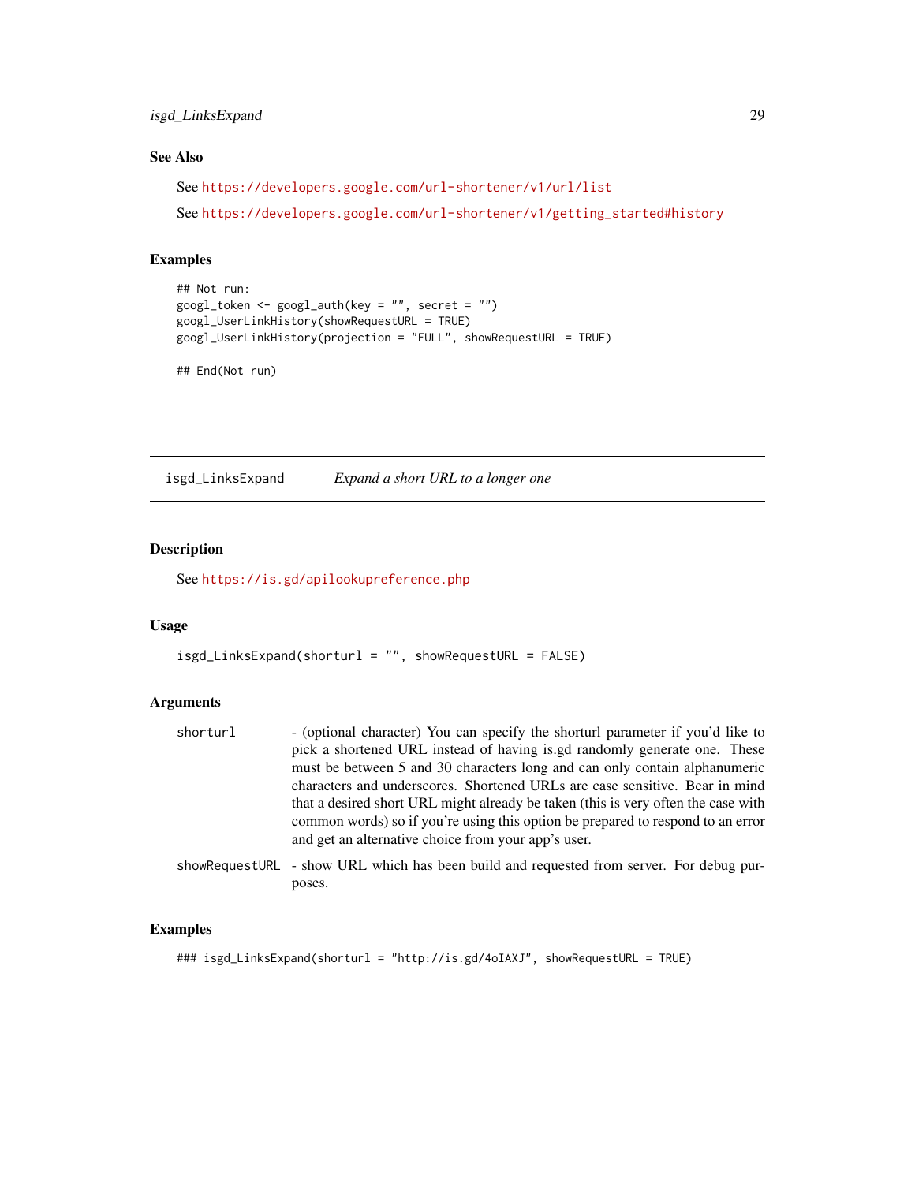## See Also

See https://developers.google.com/url-shortener/v1/url/list

See https://developers.google.com/url-shortener/v1/getting_started#history

## Examples

```
## Not run:
googl_token <- googl_auth(key = "", secret = "")
googl_UserLinkHistory(showRequestURL = TRUE)
googl_UserLinkHistory(projection = "FULL", showRequestURL = TRUE)

## End(Not run)
```

---

# isgd_LinksExpand    *Expand a short URL to a longer one*

---

## Description

See https://is.gd/apilookupreference.php

## Usage

```
isgd_LinksExpand(shorturl = "", showRequestURL = FALSE)
```

## Arguments

| | |
|---|---|
| shorturl | - (optional character) You can specify the shorturl parameter if you'd like to pick a shortened URL instead of having is.gd randomly generate one. These must be between 5 and 30 characters long and can only contain alphanumeric characters and underscores. Shortened URLs are case sensitive. Bear in mind that a desired short URL might already be taken (this is very often the case with common words) so if you're using this option be prepared to respond to an error and get an alternative choice from your app's user. |
| showRequestURL | - show URL which has been build and requested from server. For debug purposes. |

## Examples

```
### isgd_LinksExpand(shorturl = "http://is.gd/4oIAXJ", showRequestURL = TRUE)
```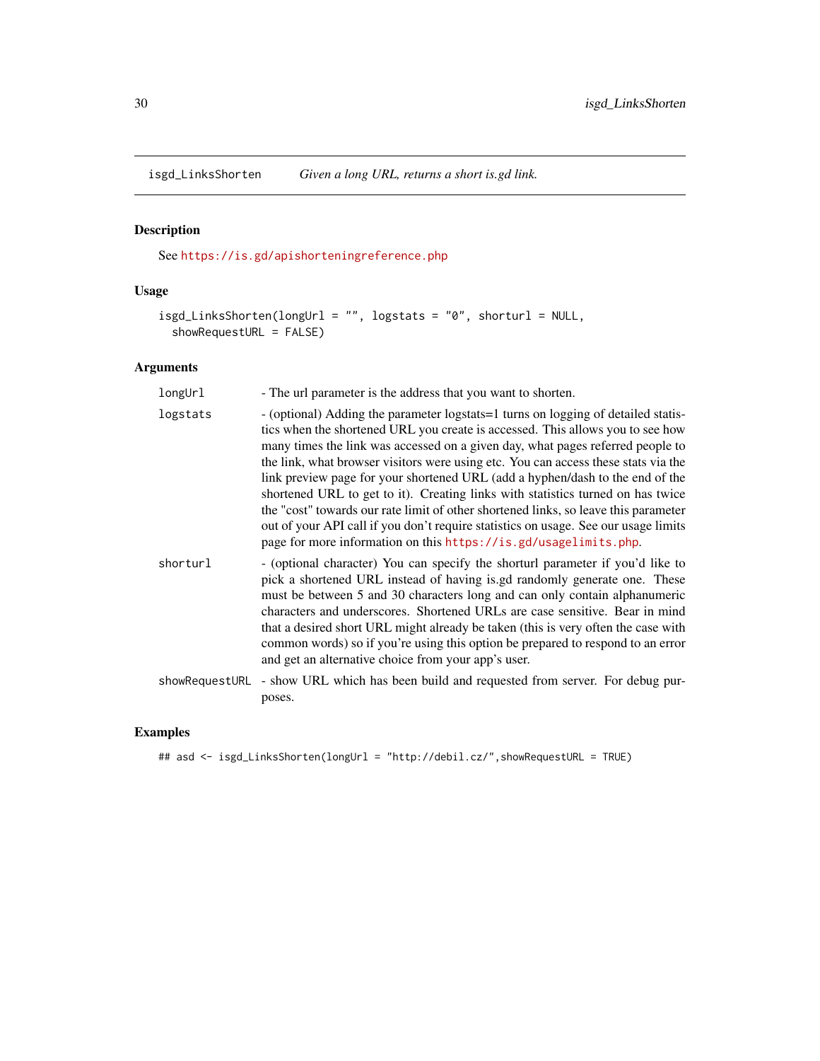## isgd_LinksShorten — *Given a long URL, returns a short is.gd link.*

### Description

See https://is.gd/apishorteningreference.php

### Usage

```
isgd_LinksShorten(longUrl = "", logstats = "0", shorturl = NULL,
  showRequestURL = FALSE)
```

### Arguments

| | |
|---|---|
| longUrl | - The url parameter is the address that you want to shorten. |
| logstats | - (optional) Adding the parameter logstats=1 turns on logging of detailed statistics when the shortened URL you create is accessed. This allows you to see how many times the link was accessed on a given day, what pages referred people to the link, what browser visitors were using etc. You can access these stats via the link preview page for your shortened URL (add a hyphen/dash to the end of the shortened URL to get to it). Creating links with statistics turned on has twice the "cost" towards our rate limit of other shortened links, so leave this parameter out of your API call if you don't require statistics on usage. See our usage limits page for more information on this https://is.gd/usagelimits.php. |
| shorturl | - (optional character) You can specify the shorturl parameter if you'd like to pick a shortened URL instead of having is.gd randomly generate one. These must be between 5 and 30 characters long and can only contain alphanumeric characters and underscores. Shortened URLs are case sensitive. Bear in mind that a desired short URL might already be taken (this is very often the case with common words) so if you're using this option be prepared to respond to an error and get an alternative choice from your app's user. |
| showRequestURL | - show URL which has been build and requested from server. For debug purposes. |

### Examples

```
## asd <- isgd_LinksShorten(longUrl = "http://debil.cz/",showRequestURL = TRUE)
```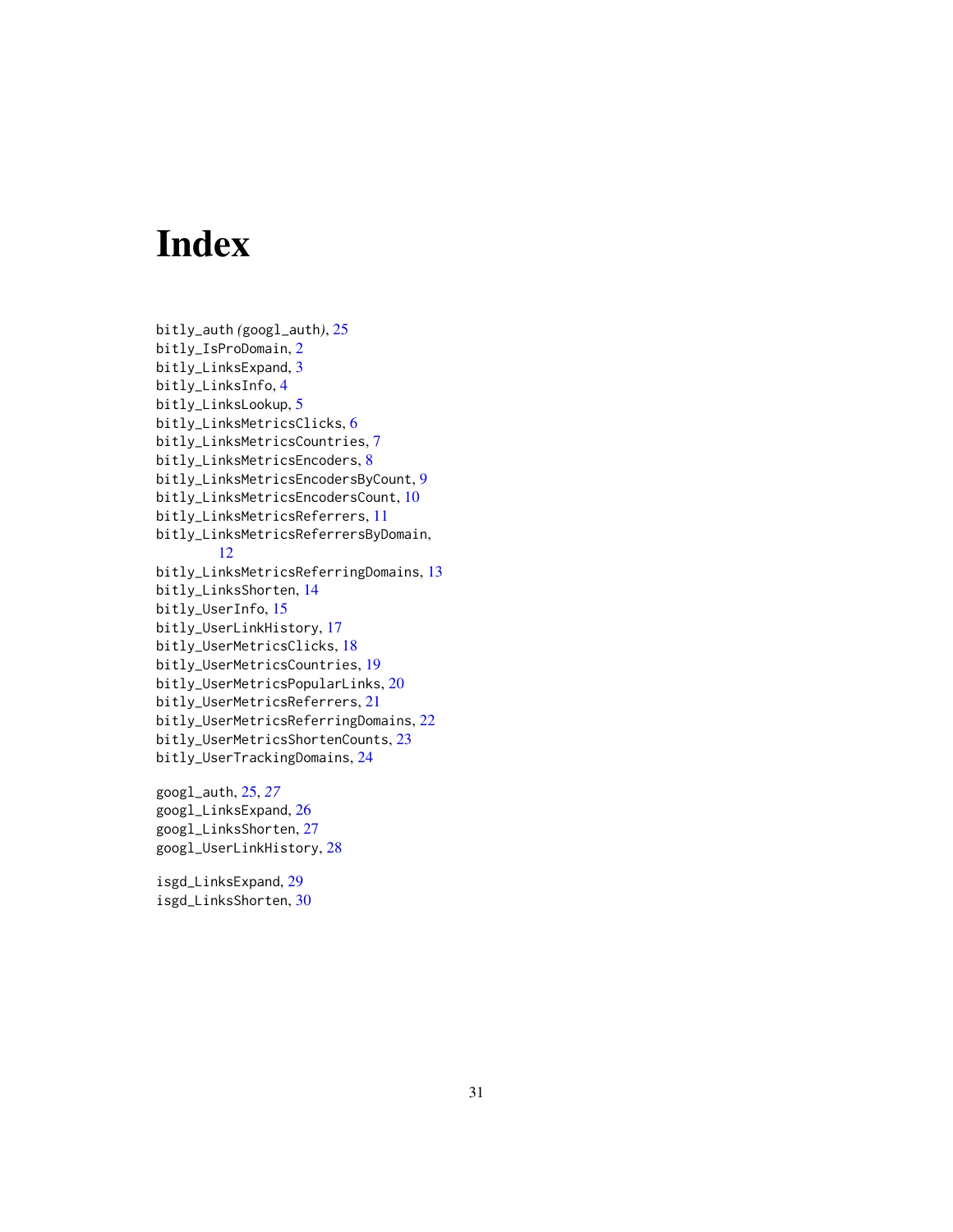# Index

bitly_auth *(*googl_auth*)*, 25
bitly_IsProDomain, 2
bitly_LinksExpand, 3
bitly_LinksInfo, 4
bitly_LinksLookup, 5
bitly_LinksMetricsClicks, 6
bitly_LinksMetricsCountries, 7
bitly_LinksMetricsEncoders, 8
bitly_LinksMetricsEncodersByCount, 9
bitly_LinksMetricsEncodersCount, 10
bitly_LinksMetricsReferrers, 11
bitly_LinksMetricsReferrersByDomain, 12
bitly_LinksMetricsReferringDomains, 13
bitly_LinksShorten, 14
bitly_UserInfo, 15
bitly_UserLinkHistory, 17
bitly_UserMetricsClicks, 18
bitly_UserMetricsCountries, 19
bitly_UserMetricsPopularLinks, 20
bitly_UserMetricsReferrers, 21
bitly_UserMetricsReferringDomains, 22
bitly_UserMetricsShortenCounts, 23
bitly_UserTrackingDomains, 24

googl_auth, 25, *27*
googl_LinksExpand, 26
googl_LinksShorten, 27
googl_UserLinkHistory, 28

isgd_LinksExpand, 29
isgd_LinksShorten, 30